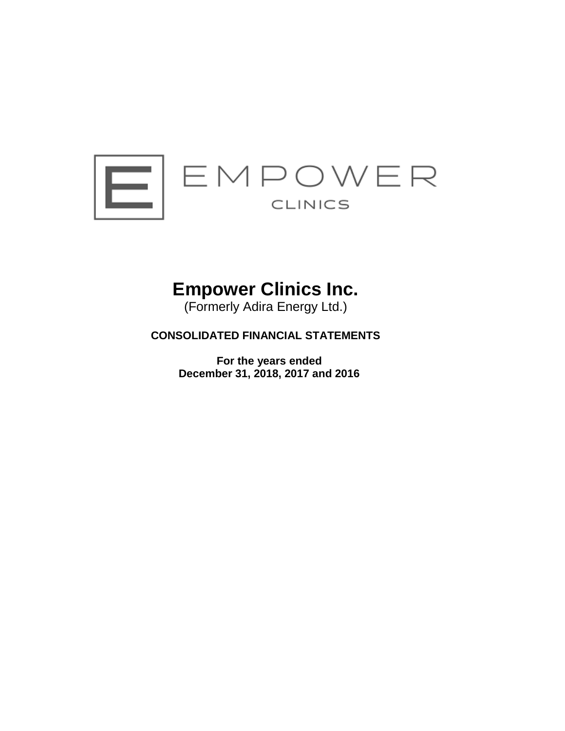EMPOWER

CLINICS

# Empower Clinics Inc.

(Formerly Adira Energy Ltd.)

**CONSOLIDATED FINANCIAL STATEMENTS**

**For the years ended**
**December 31, 2018, 2017 and 2016**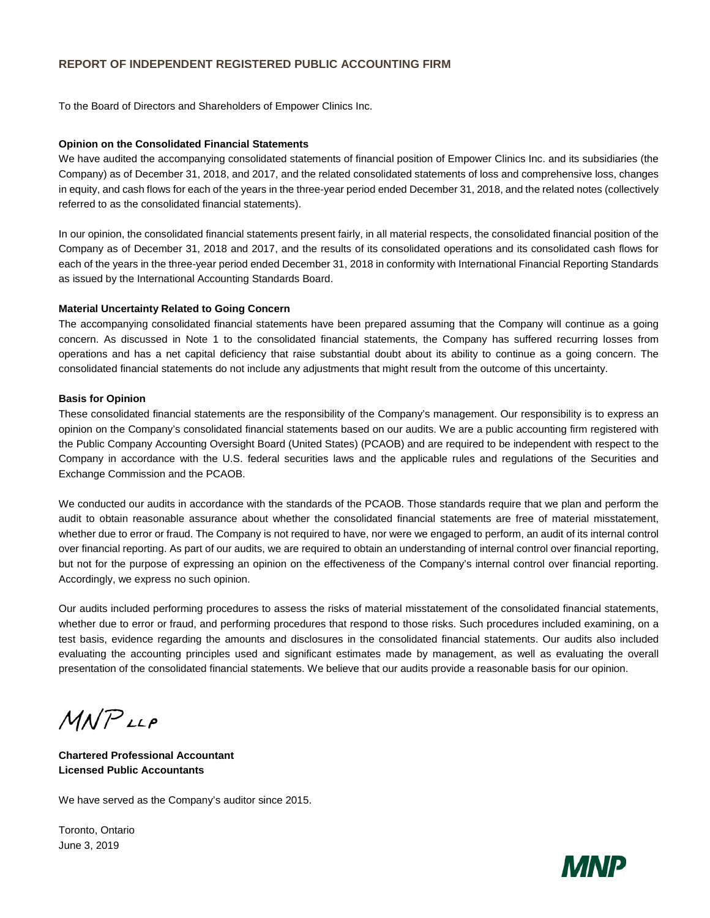## REPORT OF INDEPENDENT REGISTERED PUBLIC ACCOUNTING FIRM

To the Board of Directors and Shareholders of Empower Clinics Inc.

**Opinion on the Consolidated Financial Statements**

We have audited the accompanying consolidated statements of financial position of Empower Clinics Inc. and its subsidiaries (the Company) as of December 31, 2018, and 2017, and the related consolidated statements of loss and comprehensive loss, changes in equity, and cash flows for each of the years in the three-year period ended December 31, 2018, and the related notes (collectively referred to as the consolidated financial statements).

In our opinion, the consolidated financial statements present fairly, in all material respects, the consolidated financial position of the Company as of December 31, 2018 and 2017, and the results of its consolidated operations and its consolidated cash flows for each of the years in the three-year period ended December 31, 2018 in conformity with International Financial Reporting Standards as issued by the International Accounting Standards Board.

**Material Uncertainty Related to Going Concern**

The accompanying consolidated financial statements have been prepared assuming that the Company will continue as a going concern. As discussed in Note 1 to the consolidated financial statements, the Company has suffered recurring losses from operations and has a net capital deficiency that raise substantial doubt about its ability to continue as a going concern. The consolidated financial statements do not include any adjustments that might result from the outcome of this uncertainty.

**Basis for Opinion**

These consolidated financial statements are the responsibility of the Company's management. Our responsibility is to express an opinion on the Company's consolidated financial statements based on our audits. We are a public accounting firm registered with the Public Company Accounting Oversight Board (United States) (PCAOB) and are required to be independent with respect to the Company in accordance with the U.S. federal securities laws and the applicable rules and regulations of the Securities and Exchange Commission and the PCAOB.

We conducted our audits in accordance with the standards of the PCAOB. Those standards require that we plan and perform the audit to obtain reasonable assurance about whether the consolidated financial statements are free of material misstatement, whether due to error or fraud. The Company is not required to have, nor were we engaged to perform, an audit of its internal control over financial reporting. As part of our audits, we are required to obtain an understanding of internal control over financial reporting, but not for the purpose of expressing an opinion on the effectiveness of the Company's internal control over financial reporting. Accordingly, we express no such opinion.

Our audits included performing procedures to assess the risks of material misstatement of the consolidated financial statements, whether due to error or fraud, and performing procedures that respond to those risks. Such procedures included examining, on a test basis, evidence regarding the amounts and disclosures in the consolidated financial statements. Our audits also included evaluating the accounting principles used and significant estimates made by management, as well as evaluating the overall presentation of the consolidated financial statements. We believe that our audits provide a reasonable basis for our opinion.

MNP LLP

**Chartered Professional Accountant**
**Licensed Public Accountants**

We have served as the Company's auditor since 2015.

Toronto, Ontario
June 3, 2019

MNP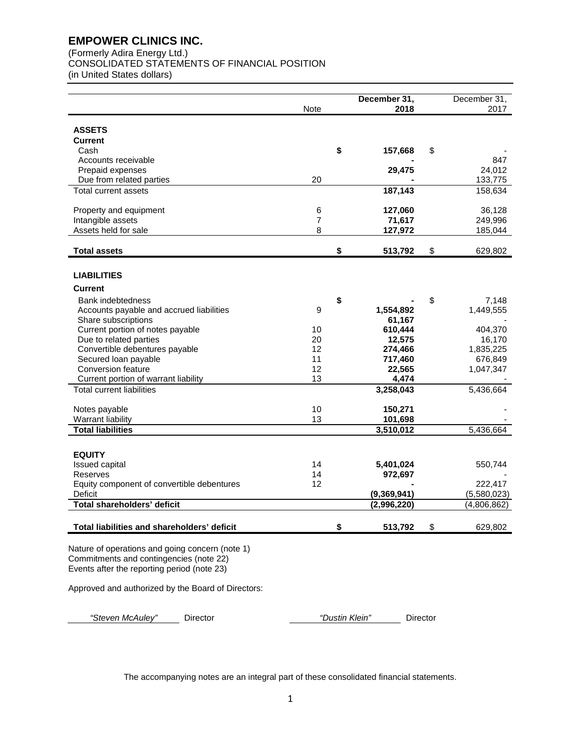# EMPOWER CLINICS INC.

(Formerly Adira Energy Ltd.)
CONSOLIDATED STATEMENTS OF FINANCIAL POSITION
(in United States dollars)

| | Note | December 31, 2018 | December 31, 2017 |
|---|---|---|---|
| **ASSETS** | | | |
| **Current** | | | |
| Cash | | **$ 157,668** | $ - |
| Accounts receivable | | **-** | 847 |
| Prepaid expenses | | **29,475** | 24,012 |
| Due from related parties | 20 | **-** | 133,775 |
| Total current assets | | **187,143** | 158,634 |
| Property and equipment | 6 | **127,060** | 36,128 |
| Intangible assets | 7 | **71,617** | 249,996 |
| Assets held for sale | 8 | **127,972** | 185,044 |
| **Total assets** | | **$ 513,792** | $ 629,802 |
| **LIABILITIES** | | | |
| **Current** | | | |
| Bank indebtedness | | **$ -** | $ 7,148 |
| Accounts payable and accrued liabilities | 9 | **1,554,892** | 1,449,555 |
| Share subscriptions | | **61,167** | - |
| Current portion of notes payable | 10 | **610,444** | 404,370 |
| Due to related parties | 20 | **12,575** | 16,170 |
| Convertible debentures payable | 12 | **274,466** | 1,835,225 |
| Secured loan payable | 11 | **717,460** | 676,849 |
| Conversion feature | 12 | **22,565** | 1,047,347 |
| Current portion of warrant liability | 13 | **4,474** | - |
| Total current liabilities | | **3,258,043** | 5,436,664 |
| Notes payable | 10 | **150,271** | - |
| Warrant liability | 13 | **101,698** | - |
| **Total liabilities** | | **3,510,012** | 5,436,664 |
| **EQUITY** | | | |
| Issued capital | 14 | **5,401,024** | 550,744 |
| Reserves | 14 | **972,697** | - |
| Equity component of convertible debentures | 12 | **-** | 222,417 |
| Deficit | | **(9,369,941)** | (5,580,023) |
| **Total shareholders' deficit** | | **(2,996,220)** | (4,806,862) |
| **Total liabilities and shareholders' deficit** | | **$ 513,792** | $ 629,802 |

Nature of operations and going concern (note 1)
Commitments and contingencies (note 22)
Events after the reporting period (note 23)

Approved and authorized by the Board of Directors:

*"Steven McAuley"* Director *"Dustin Klein"* Director

The accompanying notes are an integral part of these consolidated financial statements.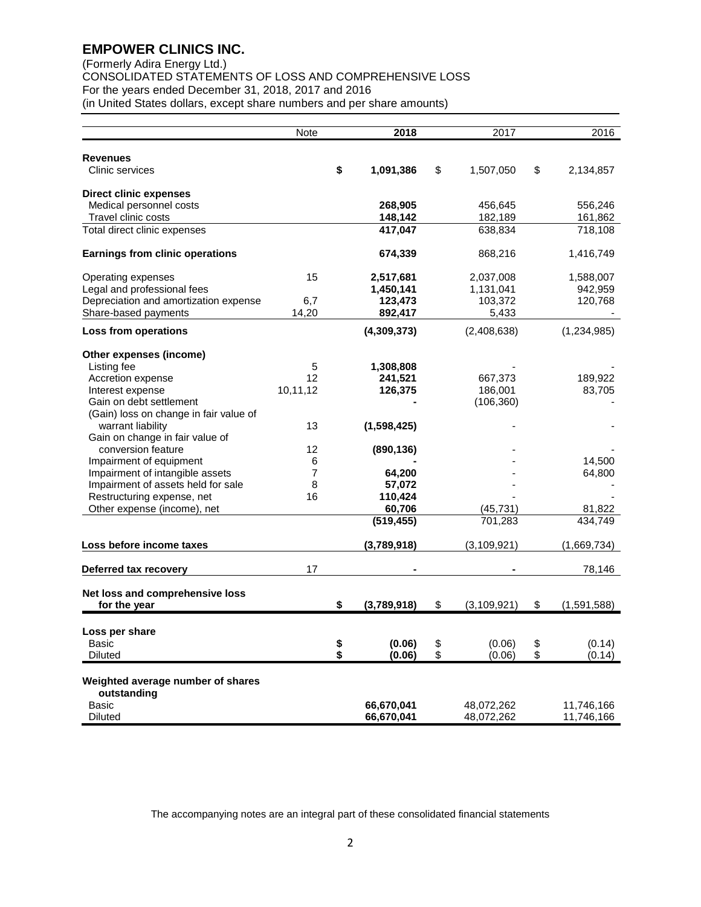# EMPOWER CLINICS INC.

(Formerly Adira Energy Ltd.)
CONSOLIDATED STATEMENTS OF LOSS AND COMPREHENSIVE LOSS
For the years ended December 31, 2018, 2017 and 2016
(in United States dollars, except share numbers and per share amounts)

| | Note | 2018 | 2017 | 2016 |
|---|---|---|---|---|
| **Revenues** | | | | |
| Clinic services | | **$ 1,091,386** | $ 1,507,050 | $ 2,134,857 |
| **Direct clinic expenses** | | | | |
| Medical personnel costs | | **268,905** | 456,645 | 556,246 |
| Travel clinic costs | | **148,142** | 182,189 | 161,862 |
| Total direct clinic expenses | | **417,047** | 638,834 | 718,108 |
| **Earnings from clinic operations** | | **674,339** | 868,216 | 1,416,749 |
| Operating expenses | 15 | **2,517,681** | 2,037,008 | 1,588,007 |
| Legal and professional fees | | **1,450,141** | 1,131,041 | 942,959 |
| Depreciation and amortization expense | 6,7 | **123,473** | 103,372 | 120,768 |
| Share-based payments | 14,20 | **892,417** | 5,433 | - |
| **Loss from operations** | | **(4,309,373)** | (2,408,638) | (1,234,985) |
| **Other expenses (income)** | | | | |
| Listing fee | 5 | **1,308,808** | - | - |
| Accretion expense | 12 | **241,521** | 667,373 | 189,922 |
| Interest expense | 10,11,12 | **126,375** | 186,001 | 83,705 |
| Gain on debt settlement | | **-** | (106,360) | - |
| (Gain) loss on change in fair value of warrant liability | 13 | **(1,598,425)** | - | - |
| Gain on change in fair value of conversion feature | 12 | **(890,136)** | - | - |
| Impairment of equipment | 6 | **-** | - | 14,500 |
| Impairment of intangible assets | 7 | **64,200** | - | 64,800 |
| Impairment of assets held for sale | 8 | **57,072** | - | - |
| Restructuring expense, net | 16 | **110,424** | - | - |
| Other expense (income), net | | **60,706** | (45,731) | 81,822 |
| | | **(519,455)** | 701,283 | 434,749 |
| **Loss before income taxes** | | **(3,789,918)** | (3,109,921) | (1,669,734) |
| **Deferred tax recovery** | 17 | **-** | - | 78,146 |
| **Net loss and comprehensive loss for the year** | | **$ (3,789,918)** | $ (3,109,921) | $ (1,591,588) |
| **Loss per share** | | | | |
| Basic | | **$ (0.06)** | $ (0.06) | $ (0.14) |
| Diluted | | **$ (0.06)** | $ (0.06) | $ (0.14) |
| **Weighted average number of shares outstanding** | | | | |
| Basic | | **66,670,041** | 48,072,262 | 11,746,166 |
| Diluted | | **66,670,041** | 48,072,262 | 11,746,166 |

The accompanying notes are an integral part of these consolidated financial statements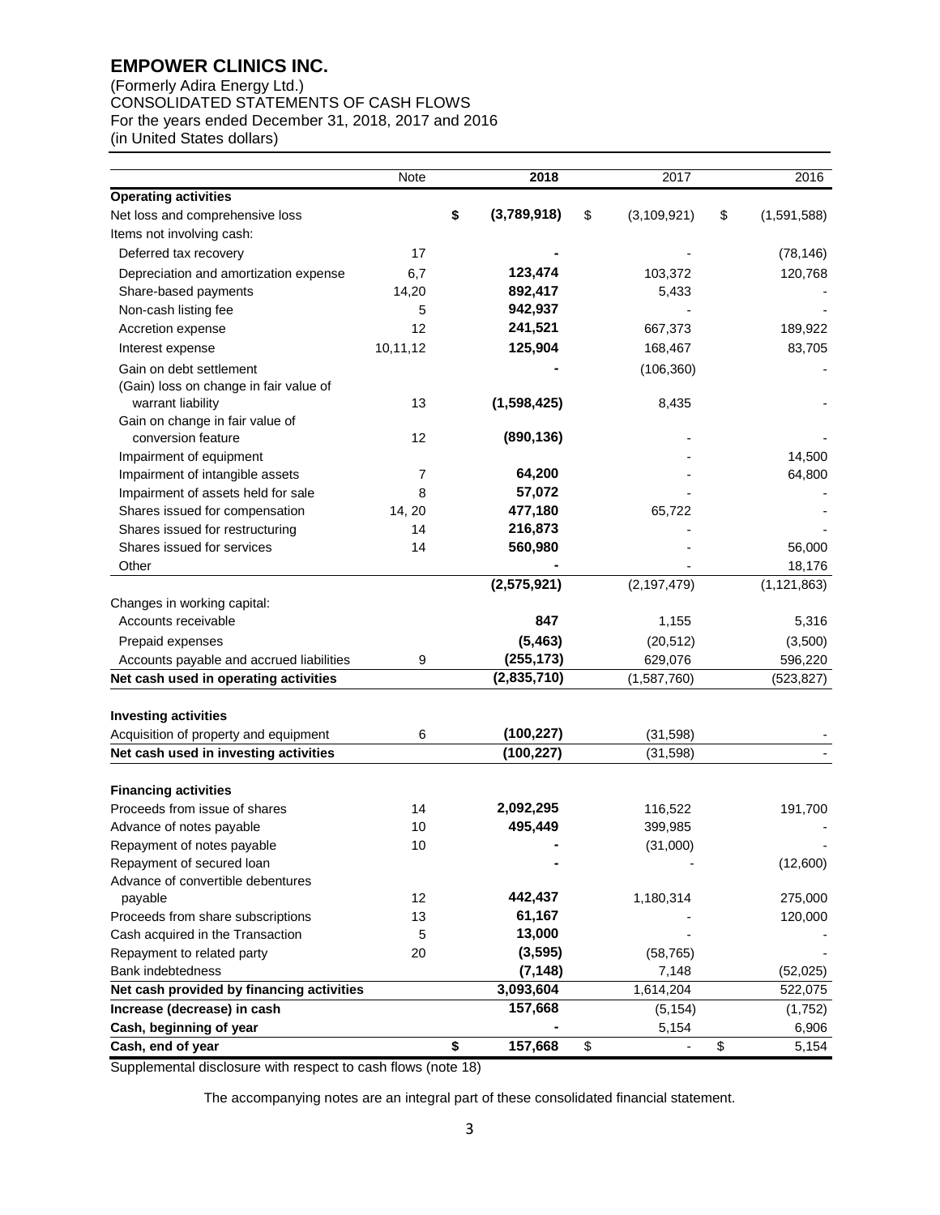# EMPOWER CLINICS INC.

(Formerly Adira Energy Ltd.)
CONSOLIDATED STATEMENTS OF CASH FLOWS
For the years ended December 31, 2018, 2017 and 2016
(in United States dollars)

| | Note | 2018 | 2017 | 2016 |
|---|---|---|---|---|
| **Operating activities** | | | | |
| Net loss and comprehensive loss | | **$ (3,789,918)** | $ (3,109,921) | $ (1,591,588) |
| Items not involving cash: | | | | |
| Deferred tax recovery | 17 | **-** | - | (78,146) |
| Depreciation and amortization expense | 6,7 | **123,474** | 103,372 | 120,768 |
| Share-based payments | 14,20 | **892,417** | 5,433 | - |
| Non-cash listing fee | 5 | **942,937** | - | - |
| Accretion expense | 12 | **241,521** | 667,373 | 189,922 |
| Interest expense | 10,11,12 | **125,904** | 168,467 | 83,705 |
| Gain on debt settlement | | **-** | (106,360) | - |
| (Gain) loss on change in fair value of warrant liability | 13 | **(1,598,425)** | 8,435 | - |
| Gain on change in fair value of conversion feature | 12 | **(890,136)** | - | - |
| Impairment of equipment | | | - | 14,500 |
| Impairment of intangible assets | 7 | **64,200** | - | 64,800 |
| Impairment of assets held for sale | 8 | **57,072** | - | - |
| Shares issued for compensation | 14, 20 | **477,180** | 65,722 | - |
| Shares issued for restructuring | 14 | **216,873** | - | - |
| Shares issued for services | 14 | **560,980** | - | 56,000 |
| Other | | **-** | - | 18,176 |
| | | **(2,575,921)** | (2,197,479) | (1,121,863) |
| Changes in working capital: | | | | |
| Accounts receivable | | **847** | 1,155 | 5,316 |
| Prepaid expenses | | **(5,463)** | (20,512) | (3,500) |
| Accounts payable and accrued liabilities | 9 | **(255,173)** | 629,076 | 596,220 |
| **Net cash used in operating activities** | | **(2,835,710)** | (1,587,760) | (523,827) |
| | | | | |
| **Investing activities** | | | | |
| Acquisition of property and equipment | 6 | **(100,227)** | (31,598) | - |
| **Net cash used in investing activities** | | **(100,227)** | (31,598) | - |
| | | | | |
| **Financing activities** | | | | |
| Proceeds from issue of shares | 14 | **2,092,295** | 116,522 | 191,700 |
| Advance of notes payable | 10 | **495,449** | 399,985 | - |
| Repayment of notes payable | 10 | **-** | (31,000) | - |
| Repayment of secured loan | | **-** | - | (12,600) |
| Advance of convertible debentures payable | 12 | **442,437** | 1,180,314 | 275,000 |
| Proceeds from share subscriptions | 13 | **61,167** | - | 120,000 |
| Cash acquired in the Transaction | 5 | **13,000** | - | - |
| Repayment to related party | 20 | **(3,595)** | (58,765) | - |
| Bank indebtedness | | **(7,148)** | 7,148 | (52,025) |
| **Net cash provided by financing activities** | | **3,093,604** | 1,614,204 | 522,075 |
| **Increase (decrease) in cash** | | **157,668** | (5,154) | (1,752) |
| **Cash, beginning of year** | | **-** | 5,154 | 6,906 |
| **Cash, end of year** | | **$ 157,668** | $ - | $ 5,154 |

Supplemental disclosure with respect to cash flows (note 18)

The accompanying notes are an integral part of these consolidated financial statement.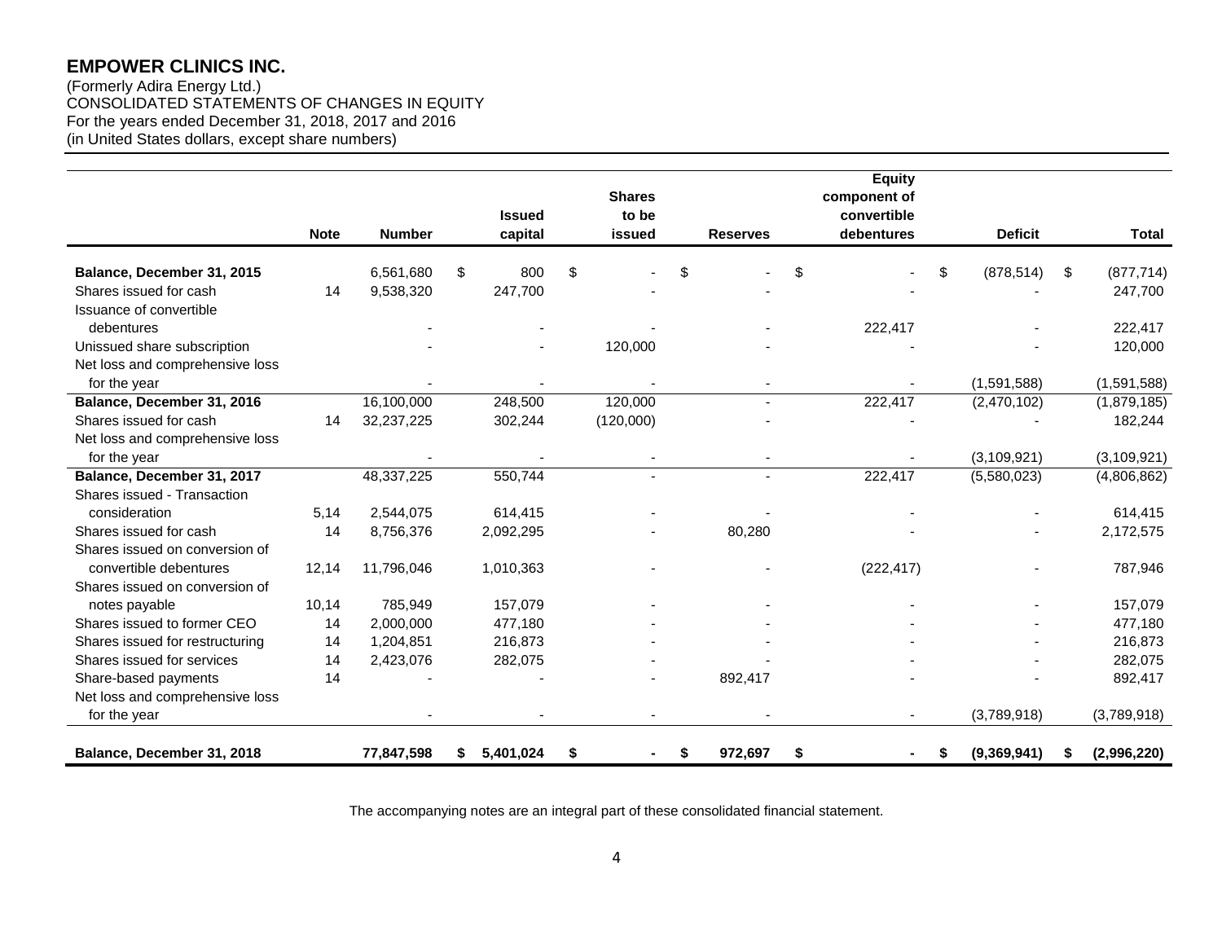**EMPOWER CLINICS INC.**
(Formerly Adira Energy Ltd.)
CONSOLIDATED STATEMENTS OF CHANGES IN EQUITY
For the years ended December 31, 2018, 2017 and 2016
(in United States dollars, except share numbers)

| | Note | Number | Issued capital | Shares to be issued | Reserves | Equity component of convertible debentures | Deficit | Total |
|---|---|---|---|---|---|---|---|---|
| **Balance, December 31, 2015** | | 6,561,680 | $ 800 | $ - | $ - | $ - | $ (878,514) | $ (877,714) |
| Shares issued for cash | 14 | 9,538,320 | 247,700 | - | - | - | - | 247,700 |
| Issuance of convertible debentures | | - | - | - | - | 222,417 | - | 222,417 |
| Unissued share subscription | | - | - | 120,000 | - | - | - | 120,000 |
| Net loss and comprehensive loss for the year | | - | - | - | - | - | (1,591,588) | (1,591,588) |
| **Balance, December 31, 2016** | | 16,100,000 | 248,500 | 120,000 | - | 222,417 | (2,470,102) | (1,879,185) |
| Shares issued for cash | 14 | 32,237,225 | 302,244 | (120,000) | - | - | - | 182,244 |
| Net loss and comprehensive loss for the year | | - | - | - | - | - | (3,109,921) | (3,109,921) |
| **Balance, December 31, 2017** | | 48,337,225 | 550,744 | - | - | 222,417 | (5,580,023) | (4,806,862) |
| Shares issued - Transaction consideration | 5,14 | 2,544,075 | 614,415 | - | - | - | - | 614,415 |
| Shares issued for cash | 14 | 8,756,376 | 2,092,295 | - | 80,280 | - | - | 2,172,575 |
| Shares issued on conversion of convertible debentures | 12,14 | 11,796,046 | 1,010,363 | - | - | (222,417) | - | 787,946 |
| Shares issued on conversion of notes payable | 10,14 | 785,949 | 157,079 | - | - | - | - | 157,079 |
| Shares issued to former CEO | 14 | 2,000,000 | 477,180 | - | - | - | - | 477,180 |
| Shares issued for restructuring | 14 | 1,204,851 | 216,873 | - | - | - | - | 216,873 |
| Shares issued for services | 14 | 2,423,076 | 282,075 | - | - | - | - | 282,075 |
| Share-based payments | 14 | - | - | - | 892,417 | - | - | 892,417 |
| Net loss and comprehensive loss for the year | | - | - | - | - | - | (3,789,918) | (3,789,918) |
| **Balance, December 31, 2018** | | **77,847,598** | **$ 5,401,024** | **$ -** | **$ 972,697** | **$ -** | **$ (9,369,941)** | **$ (2,996,220)** |

The accompanying notes are an integral part of these consolidated financial statement.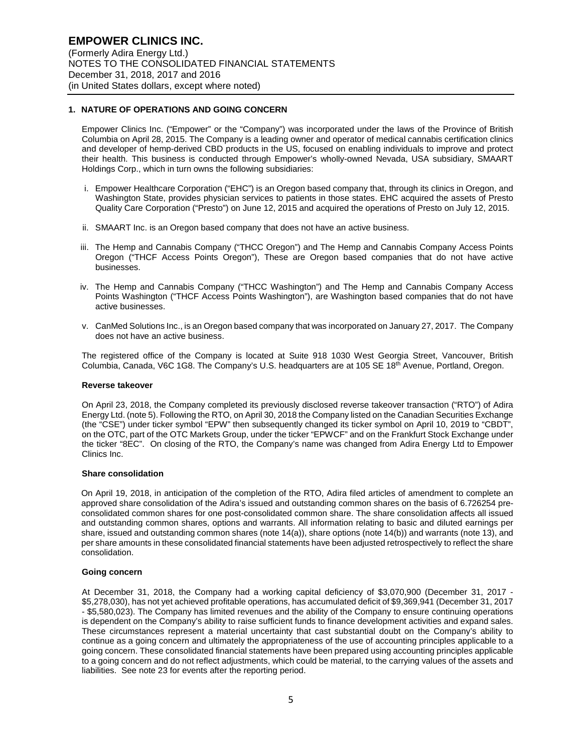## 1. NATURE OF OPERATIONS AND GOING CONCERN

Empower Clinics Inc. ("Empower" or the "Company") was incorporated under the laws of the Province of British Columbia on April 28, 2015. The Company is a leading owner and operator of medical cannabis certification clinics and developer of hemp-derived CBD products in the US, focused on enabling individuals to improve and protect their health. This business is conducted through Empower's wholly-owned Nevada, USA subsidiary, SMAART Holdings Corp., which in turn owns the following subsidiaries:

i. Empower Healthcare Corporation ("EHC") is an Oregon based company that, through its clinics in Oregon, and Washington State, provides physician services to patients in those states. EHC acquired the assets of Presto Quality Care Corporation ("Presto") on June 12, 2015 and acquired the operations of Presto on July 12, 2015.

ii. SMAART Inc. is an Oregon based company that does not have an active business.

iii. The Hemp and Cannabis Company ("THCC Oregon") and The Hemp and Cannabis Company Access Points Oregon ("THCF Access Points Oregon"), These are Oregon based companies that do not have active businesses.

iv. The Hemp and Cannabis Company ("THCC Washington") and The Hemp and Cannabis Company Access Points Washington ("THCF Access Points Washington"), are Washington based companies that do not have active businesses.

v. CanMed Solutions Inc., is an Oregon based company that was incorporated on January 27, 2017. The Company does not have an active business.

The registered office of the Company is located at Suite 918 1030 West Georgia Street, Vancouver, British Columbia, Canada, V6C 1G8. The Company's U.S. headquarters are at 105 SE 18th Avenue, Portland, Oregon.

### Reverse takeover

On April 23, 2018, the Company completed its previously disclosed reverse takeover transaction ("RTO") of Adira Energy Ltd. (note 5). Following the RTO, on April 30, 2018 the Company listed on the Canadian Securities Exchange (the "CSE") under ticker symbol "EPW" then subsequently changed its ticker symbol on April 10, 2019 to "CBDT", on the OTC, part of the OTC Markets Group, under the ticker "EPWCF" and on the Frankfurt Stock Exchange under the ticker "8EC". On closing of the RTO, the Company's name was changed from Adira Energy Ltd to Empower Clinics Inc.

### Share consolidation

On April 19, 2018, in anticipation of the completion of the RTO, Adira filed articles of amendment to complete an approved share consolidation of the Adira's issued and outstanding common shares on the basis of 6.726254 pre-consolidated common shares for one post-consolidated common share. The share consolidation affects all issued and outstanding common shares, options and warrants. All information relating to basic and diluted earnings per share, issued and outstanding common shares (note 14(a)), share options (note 14(b)) and warrants (note 13), and per share amounts in these consolidated financial statements have been adjusted retrospectively to reflect the share consolidation.

### Going concern

At December 31, 2018, the Company had a working capital deficiency of $3,070,900 (December 31, 2017 - $5,278,030), has not yet achieved profitable operations, has accumulated deficit of $9,369,941 (December 31, 2017 - $5,580,023). The Company has limited revenues and the ability of the Company to ensure continuing operations is dependent on the Company's ability to raise sufficient funds to finance development activities and expand sales. These circumstances represent a material uncertainty that cast substantial doubt on the Company's ability to continue as a going concern and ultimately the appropriateness of the use of accounting principles applicable to a going concern. These consolidated financial statements have been prepared using accounting principles applicable to a going concern and do not reflect adjustments, which could be material, to the carrying values of the assets and liabilities. See note 23 for events after the reporting period.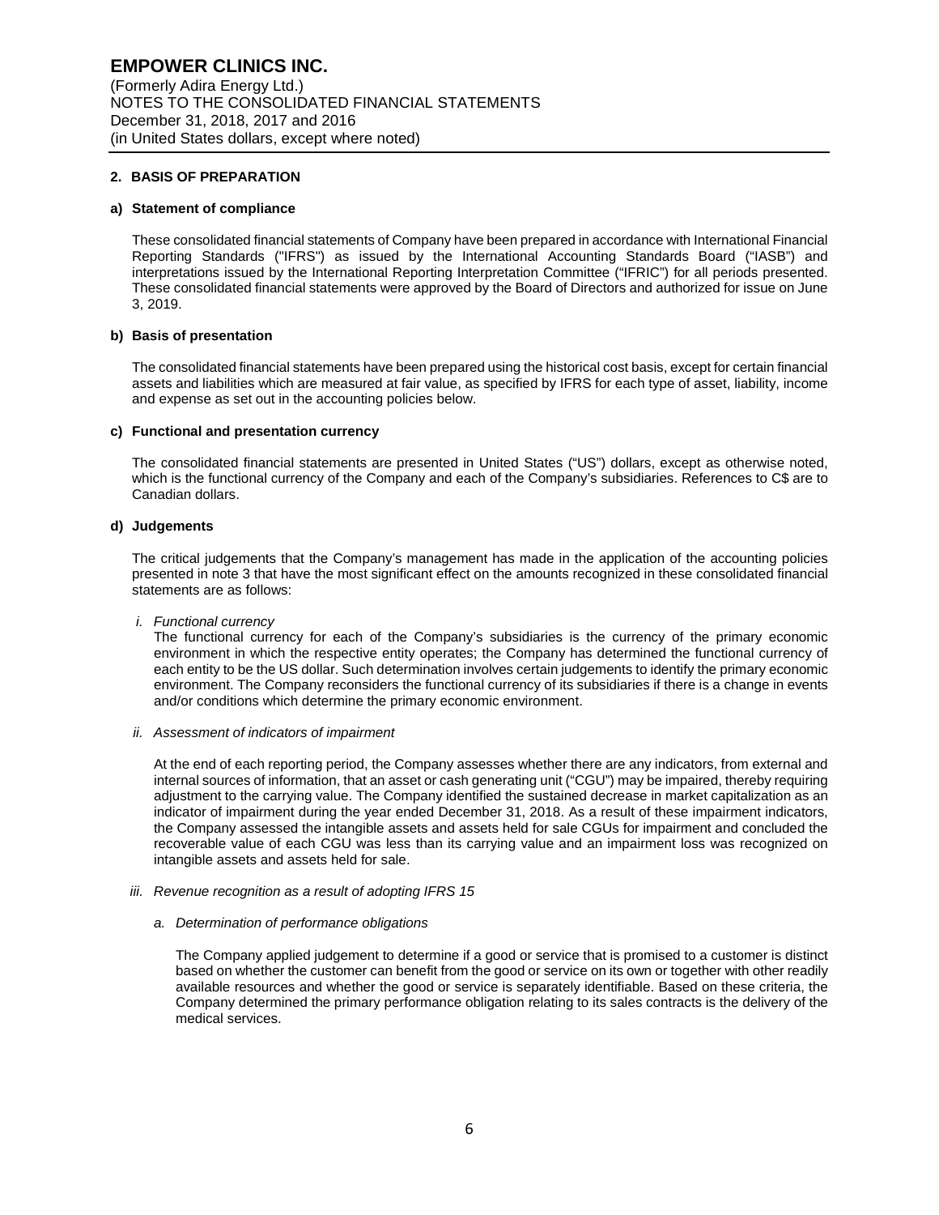## 2. BASIS OF PREPARATION

### a) Statement of compliance

These consolidated financial statements of Company have been prepared in accordance with International Financial Reporting Standards ("IFRS") as issued by the International Accounting Standards Board ("IASB") and interpretations issued by the International Reporting Interpretation Committee ("IFRIC") for all periods presented. These consolidated financial statements were approved by the Board of Directors and authorized for issue on June 3, 2019.

### b) Basis of presentation

The consolidated financial statements have been prepared using the historical cost basis, except for certain financial assets and liabilities which are measured at fair value, as specified by IFRS for each type of asset, liability, income and expense as set out in the accounting policies below.

### c) Functional and presentation currency

The consolidated financial statements are presented in United States ("US") dollars, except as otherwise noted, which is the functional currency of the Company and each of the Company's subsidiaries. References to C$ are to Canadian dollars.

### d) Judgements

The critical judgements that the Company's management has made in the application of the accounting policies presented in note 3 that have the most significant effect on the amounts recognized in these consolidated financial statements are as follows:

*i. Functional currency*

The functional currency for each of the Company's subsidiaries is the currency of the primary economic environment in which the respective entity operates; the Company has determined the functional currency of each entity to be the US dollar. Such determination involves certain judgements to identify the primary economic environment. The Company reconsiders the functional currency of its subsidiaries if there is a change in events and/or conditions which determine the primary economic environment.

*ii. Assessment of indicators of impairment*

At the end of each reporting period, the Company assesses whether there are any indicators, from external and internal sources of information, that an asset or cash generating unit ("CGU") may be impaired, thereby requiring adjustment to the carrying value. The Company identified the sustained decrease in market capitalization as an indicator of impairment during the year ended December 31, 2018. As a result of these impairment indicators, the Company assessed the intangible assets and assets held for sale CGUs for impairment and concluded the recoverable value of each CGU was less than its carrying value and an impairment loss was recognized on intangible assets and assets held for sale.

*iii. Revenue recognition as a result of adopting IFRS 15*

*a. Determination of performance obligations*

The Company applied judgement to determine if a good or service that is promised to a customer is distinct based on whether the customer can benefit from the good or service on its own or together with other readily available resources and whether the good or service is separately identifiable. Based on these criteria, the Company determined the primary performance obligation relating to its sales contracts is the delivery of the medical services.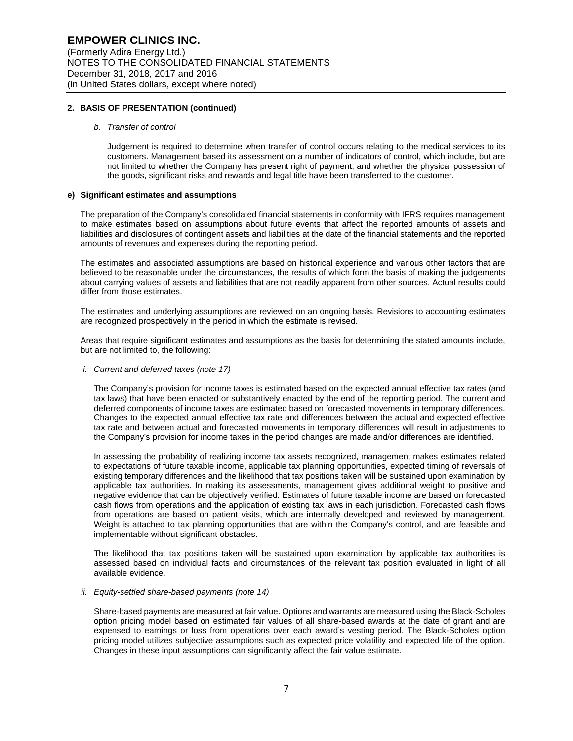**2. BASIS OF PRESENTATION (continued)**

*b. Transfer of control*

Judgement is required to determine when transfer of control occurs relating to the medical services to its customers. Management based its assessment on a number of indicators of control, which include, but are not limited to whether the Company has present right of payment, and whether the physical possession of the goods, significant risks and rewards and legal title have been transferred to the customer.

**e) Significant estimates and assumptions**

The preparation of the Company's consolidated financial statements in conformity with IFRS requires management to make estimates based on assumptions about future events that affect the reported amounts of assets and liabilities and disclosures of contingent assets and liabilities at the date of the financial statements and the reported amounts of revenues and expenses during the reporting period.

The estimates and associated assumptions are based on historical experience and various other factors that are believed to be reasonable under the circumstances, the results of which form the basis of making the judgements about carrying values of assets and liabilities that are not readily apparent from other sources. Actual results could differ from those estimates.

The estimates and underlying assumptions are reviewed on an ongoing basis. Revisions to accounting estimates are recognized prospectively in the period in which the estimate is revised.

Areas that require significant estimates and assumptions as the basis for determining the stated amounts include, but are not limited to, the following:

*i. Current and deferred taxes (note 17)*

The Company's provision for income taxes is estimated based on the expected annual effective tax rates (and tax laws) that have been enacted or substantively enacted by the end of the reporting period. The current and deferred components of income taxes are estimated based on forecasted movements in temporary differences. Changes to the expected annual effective tax rate and differences between the actual and expected effective tax rate and between actual and forecasted movements in temporary differences will result in adjustments to the Company's provision for income taxes in the period changes are made and/or differences are identified.

In assessing the probability of realizing income tax assets recognized, management makes estimates related to expectations of future taxable income, applicable tax planning opportunities, expected timing of reversals of existing temporary differences and the likelihood that tax positions taken will be sustained upon examination by applicable tax authorities. In making its assessments, management gives additional weight to positive and negative evidence that can be objectively verified. Estimates of future taxable income are based on forecasted cash flows from operations and the application of existing tax laws in each jurisdiction. Forecasted cash flows from operations are based on patient visits, which are internally developed and reviewed by management. Weight is attached to tax planning opportunities that are within the Company's control, and are feasible and implementable without significant obstacles.

The likelihood that tax positions taken will be sustained upon examination by applicable tax authorities is assessed based on individual facts and circumstances of the relevant tax position evaluated in light of all available evidence.

*ii. Equity-settled share-based payments (note 14)*

Share-based payments are measured at fair value. Options and warrants are measured using the Black-Scholes option pricing model based on estimated fair values of all share-based awards at the date of grant and are expensed to earnings or loss from operations over each award's vesting period. The Black-Scholes option pricing model utilizes subjective assumptions such as expected price volatility and expected life of the option. Changes in these input assumptions can significantly affect the fair value estimate.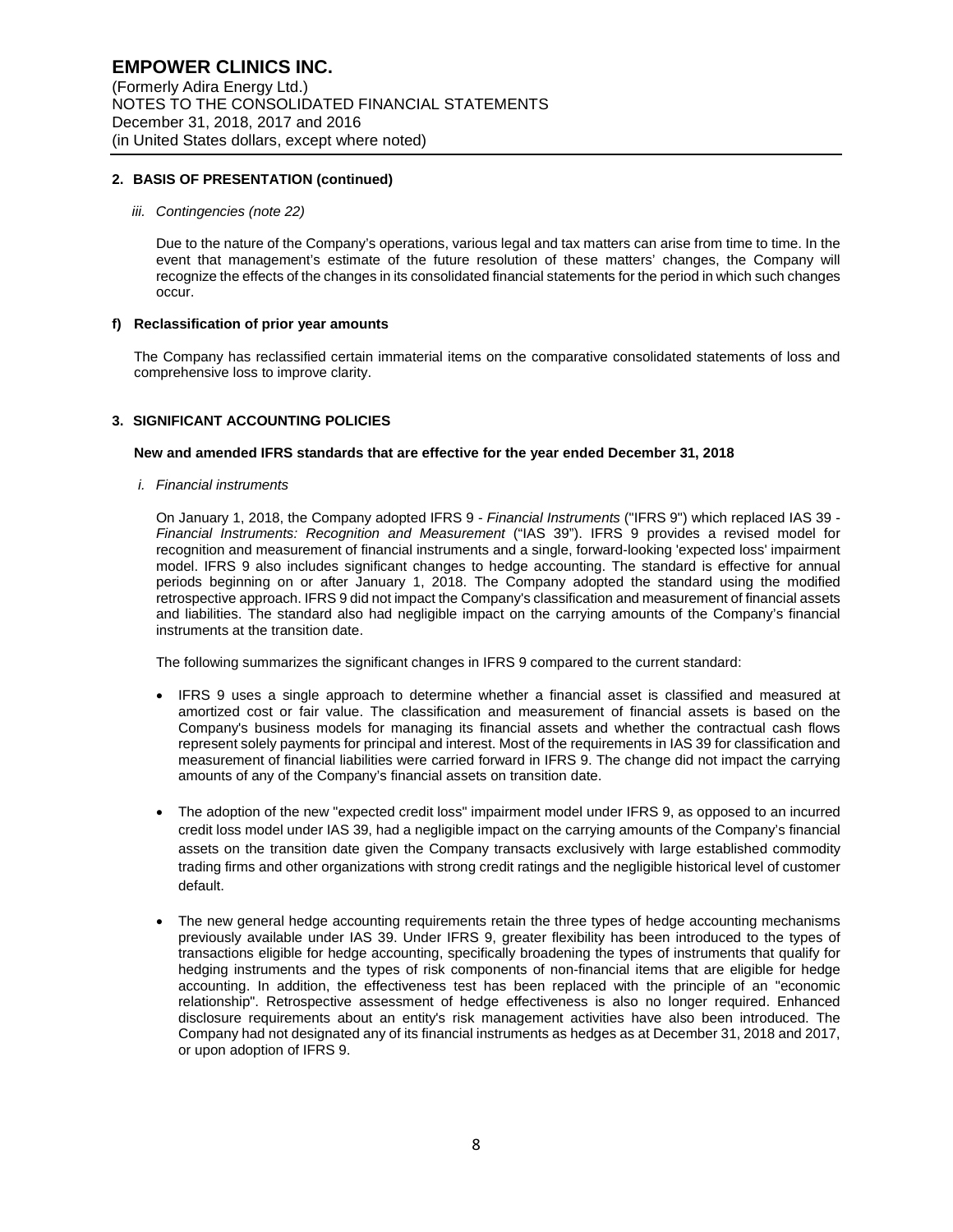## 2. BASIS OF PRESENTATION (continued)

*iii. Contingencies (note 22)*

Due to the nature of the Company's operations, various legal and tax matters can arise from time to time. In the event that management's estimate of the future resolution of these matters' changes, the Company will recognize the effects of the changes in its consolidated financial statements for the period in which such changes occur.

### f) Reclassification of prior year amounts

The Company has reclassified certain immaterial items on the comparative consolidated statements of loss and comprehensive loss to improve clarity.

## 3. SIGNIFICANT ACCOUNTING POLICIES

**New and amended IFRS standards that are effective for the year ended December 31, 2018**

*i. Financial instruments*

On January 1, 2018, the Company adopted IFRS 9 - *Financial Instruments* ("IFRS 9") which replaced IAS 39 - *Financial Instruments: Recognition and Measurement* ("IAS 39"). IFRS 9 provides a revised model for recognition and measurement of financial instruments and a single, forward-looking 'expected loss' impairment model. IFRS 9 also includes significant changes to hedge accounting. The standard is effective for annual periods beginning on or after January 1, 2018. The Company adopted the standard using the modified retrospective approach. IFRS 9 did not impact the Company's classification and measurement of financial assets and liabilities. The standard also had negligible impact on the carrying amounts of the Company's financial instruments at the transition date.

The following summarizes the significant changes in IFRS 9 compared to the current standard:

- IFRS 9 uses a single approach to determine whether a financial asset is classified and measured at amortized cost or fair value. The classification and measurement of financial assets is based on the Company's business models for managing its financial assets and whether the contractual cash flows represent solely payments for principal and interest. Most of the requirements in IAS 39 for classification and measurement of financial liabilities were carried forward in IFRS 9. The change did not impact the carrying amounts of any of the Company's financial assets on transition date.

- The adoption of the new "expected credit loss" impairment model under IFRS 9, as opposed to an incurred credit loss model under IAS 39, had a negligible impact on the carrying amounts of the Company's financial assets on the transition date given the Company transacts exclusively with large established commodity trading firms and other organizations with strong credit ratings and the negligible historical level of customer default.

- The new general hedge accounting requirements retain the three types of hedge accounting mechanisms previously available under IAS 39. Under IFRS 9, greater flexibility has been introduced to the types of transactions eligible for hedge accounting, specifically broadening the types of instruments that qualify for hedging instruments and the types of risk components of non-financial items that are eligible for hedge accounting. In addition, the effectiveness test has been replaced with the principle of an "economic relationship". Retrospective assessment of hedge effectiveness is also no longer required. Enhanced disclosure requirements about an entity's risk management activities have also been introduced. The Company had not designated any of its financial instruments as hedges as at December 31, 2018 and 2017, or upon adoption of IFRS 9.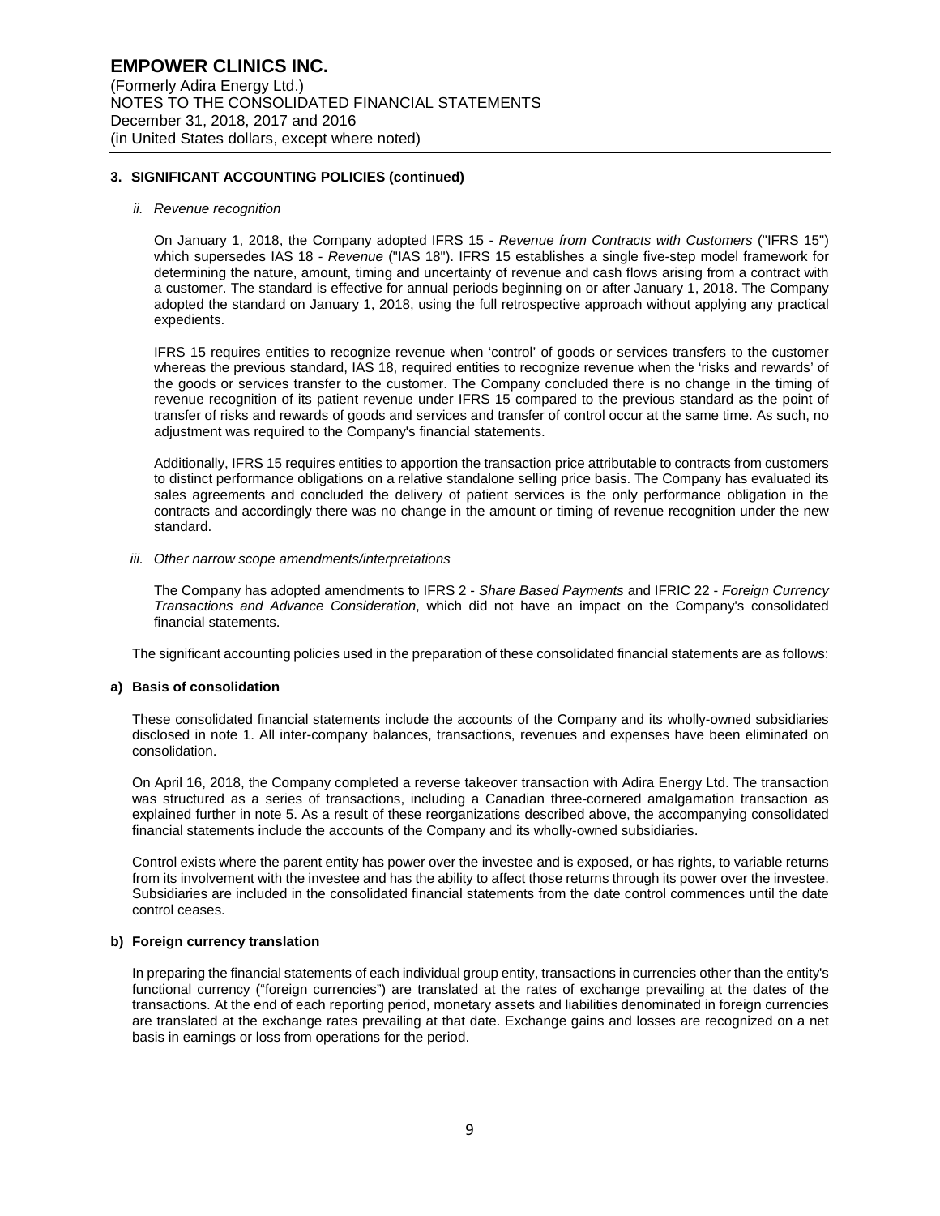### 3. SIGNIFICANT ACCOUNTING POLICIES (continued)

*ii. Revenue recognition*

On January 1, 2018, the Company adopted IFRS 15 - *Revenue from Contracts with Customers* ("IFRS 15") which supersedes IAS 18 - *Revenue* ("IAS 18"). IFRS 15 establishes a single five-step model framework for determining the nature, amount, timing and uncertainty of revenue and cash flows arising from a contract with a customer. The standard is effective for annual periods beginning on or after January 1, 2018. The Company adopted the standard on January 1, 2018, using the full retrospective approach without applying any practical expedients.

IFRS 15 requires entities to recognize revenue when 'control' of goods or services transfers to the customer whereas the previous standard, IAS 18, required entities to recognize revenue when the 'risks and rewards' of the goods or services transfer to the customer. The Company concluded there is no change in the timing of revenue recognition of its patient revenue under IFRS 15 compared to the previous standard as the point of transfer of risks and rewards of goods and services and transfer of control occur at the same time. As such, no adjustment was required to the Company's financial statements.

Additionally, IFRS 15 requires entities to apportion the transaction price attributable to contracts from customers to distinct performance obligations on a relative standalone selling price basis. The Company has evaluated its sales agreements and concluded the delivery of patient services is the only performance obligation in the contracts and accordingly there was no change in the amount or timing of revenue recognition under the new standard.

*iii. Other narrow scope amendments/interpretations*

The Company has adopted amendments to IFRS 2 - *Share Based Payments* and IFRIC 22 - *Foreign Currency Transactions and Advance Consideration*, which did not have an impact on the Company's consolidated financial statements.

The significant accounting policies used in the preparation of these consolidated financial statements are as follows:

#### a) Basis of consolidation

These consolidated financial statements include the accounts of the Company and its wholly-owned subsidiaries disclosed in note 1. All inter-company balances, transactions, revenues and expenses have been eliminated on consolidation.

On April 16, 2018, the Company completed a reverse takeover transaction with Adira Energy Ltd. The transaction was structured as a series of transactions, including a Canadian three-cornered amalgamation transaction as explained further in note 5. As a result of these reorganizations described above, the accompanying consolidated financial statements include the accounts of the Company and its wholly-owned subsidiaries.

Control exists where the parent entity has power over the investee and is exposed, or has rights, to variable returns from its involvement with the investee and has the ability to affect those returns through its power over the investee. Subsidiaries are included in the consolidated financial statements from the date control commences until the date control ceases.

#### b) Foreign currency translation

In preparing the financial statements of each individual group entity, transactions in currencies other than the entity's functional currency ("foreign currencies") are translated at the rates of exchange prevailing at the dates of the transactions. At the end of each reporting period, monetary assets and liabilities denominated in foreign currencies are translated at the exchange rates prevailing at that date. Exchange gains and losses are recognized on a net basis in earnings or loss from operations for the period.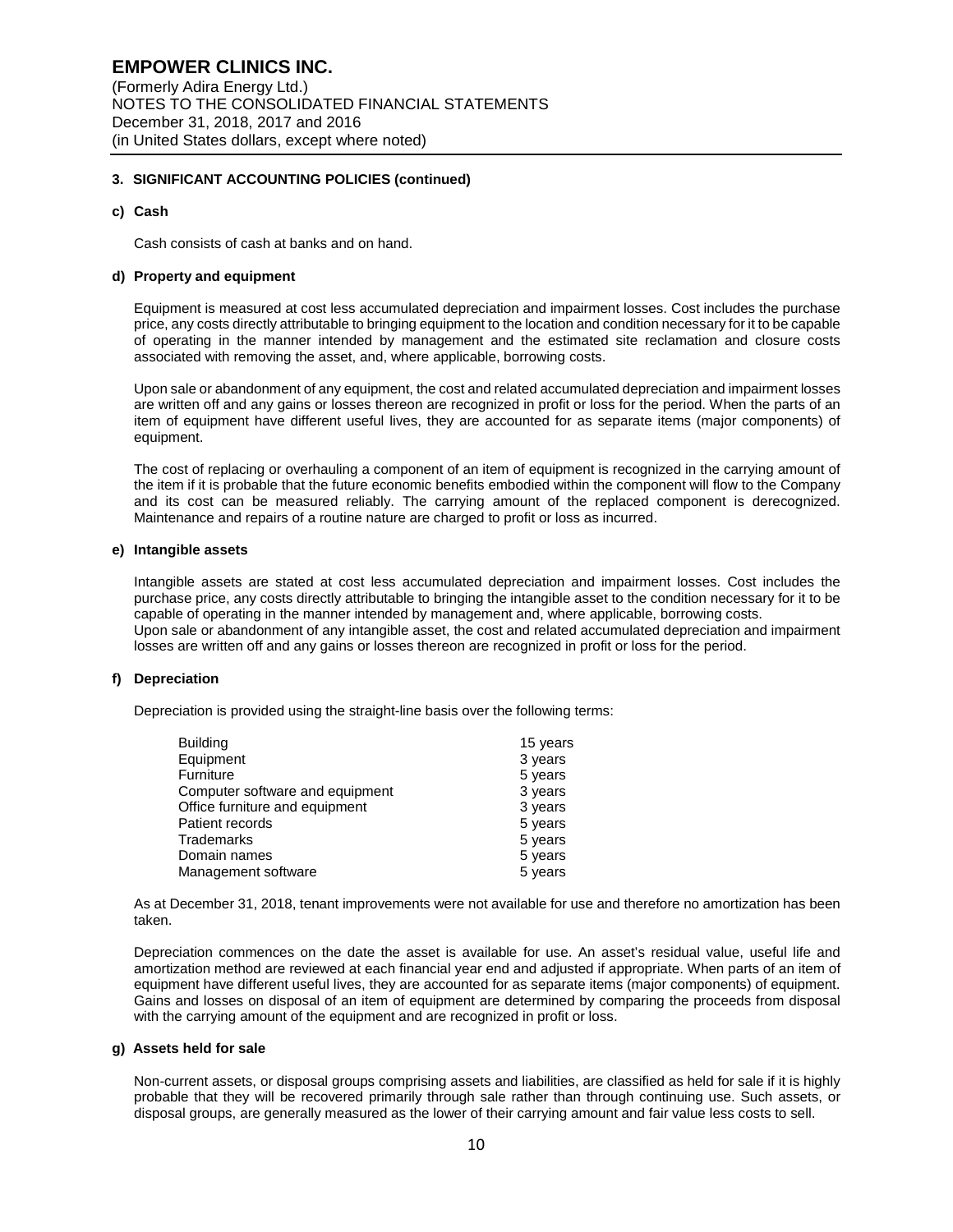**3. SIGNIFICANT ACCOUNTING POLICIES (continued)**

**c) Cash**

Cash consists of cash at banks and on hand.

**d) Property and equipment**

Equipment is measured at cost less accumulated depreciation and impairment losses. Cost includes the purchase price, any costs directly attributable to bringing equipment to the location and condition necessary for it to be capable of operating in the manner intended by management and the estimated site reclamation and closure costs associated with removing the asset, and, where applicable, borrowing costs.

Upon sale or abandonment of any equipment, the cost and related accumulated depreciation and impairment losses are written off and any gains or losses thereon are recognized in profit or loss for the period. When the parts of an item of equipment have different useful lives, they are accounted for as separate items (major components) of equipment.

The cost of replacing or overhauling a component of an item of equipment is recognized in the carrying amount of the item if it is probable that the future economic benefits embodied within the component will flow to the Company and its cost can be measured reliably. The carrying amount of the replaced component is derecognized. Maintenance and repairs of a routine nature are charged to profit or loss as incurred.

**e) Intangible assets**

Intangible assets are stated at cost less accumulated depreciation and impairment losses. Cost includes the purchase price, any costs directly attributable to bringing the intangible asset to the condition necessary for it to be capable of operating in the manner intended by management and, where applicable, borrowing costs.
Upon sale or abandonment of any intangible asset, the cost and related accumulated depreciation and impairment losses are written off and any gains or losses thereon are recognized in profit or loss for the period.

**f) Depreciation**

Depreciation is provided using the straight-line basis over the following terms:

| | |
|---|---|
| Building | 15 years |
| Equipment | 3 years |
| Furniture | 5 years |
| Computer software and equipment | 3 years |
| Office furniture and equipment | 3 years |
| Patient records | 5 years |
| Trademarks | 5 years |
| Domain names | 5 years |
| Management software | 5 years |

As at December 31, 2018, tenant improvements were not available for use and therefore no amortization has been taken.

Depreciation commences on the date the asset is available for use. An asset's residual value, useful life and amortization method are reviewed at each financial year end and adjusted if appropriate. When parts of an item of equipment have different useful lives, they are accounted for as separate items (major components) of equipment. Gains and losses on disposal of an item of equipment are determined by comparing the proceeds from disposal with the carrying amount of the equipment and are recognized in profit or loss.

**g) Assets held for sale**

Non-current assets, or disposal groups comprising assets and liabilities, are classified as held for sale if it is highly probable that they will be recovered primarily through sale rather than through continuing use. Such assets, or disposal groups, are generally measured as the lower of their carrying amount and fair value less costs to sell.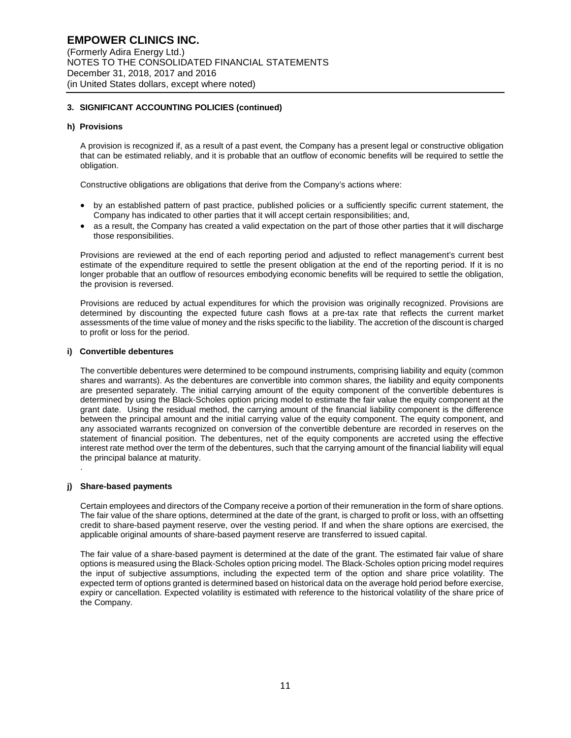## 3. SIGNIFICANT ACCOUNTING POLICIES (continued)

### h) Provisions

A provision is recognized if, as a result of a past event, the Company has a present legal or constructive obligation that can be estimated reliably, and it is probable that an outflow of economic benefits will be required to settle the obligation.

Constructive obligations are obligations that derive from the Company's actions where:

- by an established pattern of past practice, published policies or a sufficiently specific current statement, the Company has indicated to other parties that it will accept certain responsibilities; and,
- as a result, the Company has created a valid expectation on the part of those other parties that it will discharge those responsibilities.

Provisions are reviewed at the end of each reporting period and adjusted to reflect management's current best estimate of the expenditure required to settle the present obligation at the end of the reporting period. If it is no longer probable that an outflow of resources embodying economic benefits will be required to settle the obligation, the provision is reversed.

Provisions are reduced by actual expenditures for which the provision was originally recognized. Provisions are determined by discounting the expected future cash flows at a pre-tax rate that reflects the current market assessments of the time value of money and the risks specific to the liability. The accretion of the discount is charged to profit or loss for the period.

### i) Convertible debentures

The convertible debentures were determined to be compound instruments, comprising liability and equity (common shares and warrants). As the debentures are convertible into common shares, the liability and equity components are presented separately. The initial carrying amount of the equity component of the convertible debentures is determined by using the Black-Scholes option pricing model to estimate the fair value the equity component at the grant date. Using the residual method, the carrying amount of the financial liability component is the difference between the principal amount and the initial carrying value of the equity component. The equity component, and any associated warrants recognized on conversion of the convertible debenture are recorded in reserves on the statement of financial position. The debentures, net of the equity components are accreted using the effective interest rate method over the term of the debentures, such that the carrying amount of the financial liability will equal the principal balance at maturity.

### j) Share-based payments

Certain employees and directors of the Company receive a portion of their remuneration in the form of share options. The fair value of the share options, determined at the date of the grant, is charged to profit or loss, with an offsetting credit to share-based payment reserve, over the vesting period. If and when the share options are exercised, the applicable original amounts of share-based payment reserve are transferred to issued capital.

The fair value of a share-based payment is determined at the date of the grant. The estimated fair value of share options is measured using the Black-Scholes option pricing model. The Black-Scholes option pricing model requires the input of subjective assumptions, including the expected term of the option and share price volatility. The expected term of options granted is determined based on historical data on the average hold period before exercise, expiry or cancellation. Expected volatility is estimated with reference to the historical volatility of the share price of the Company.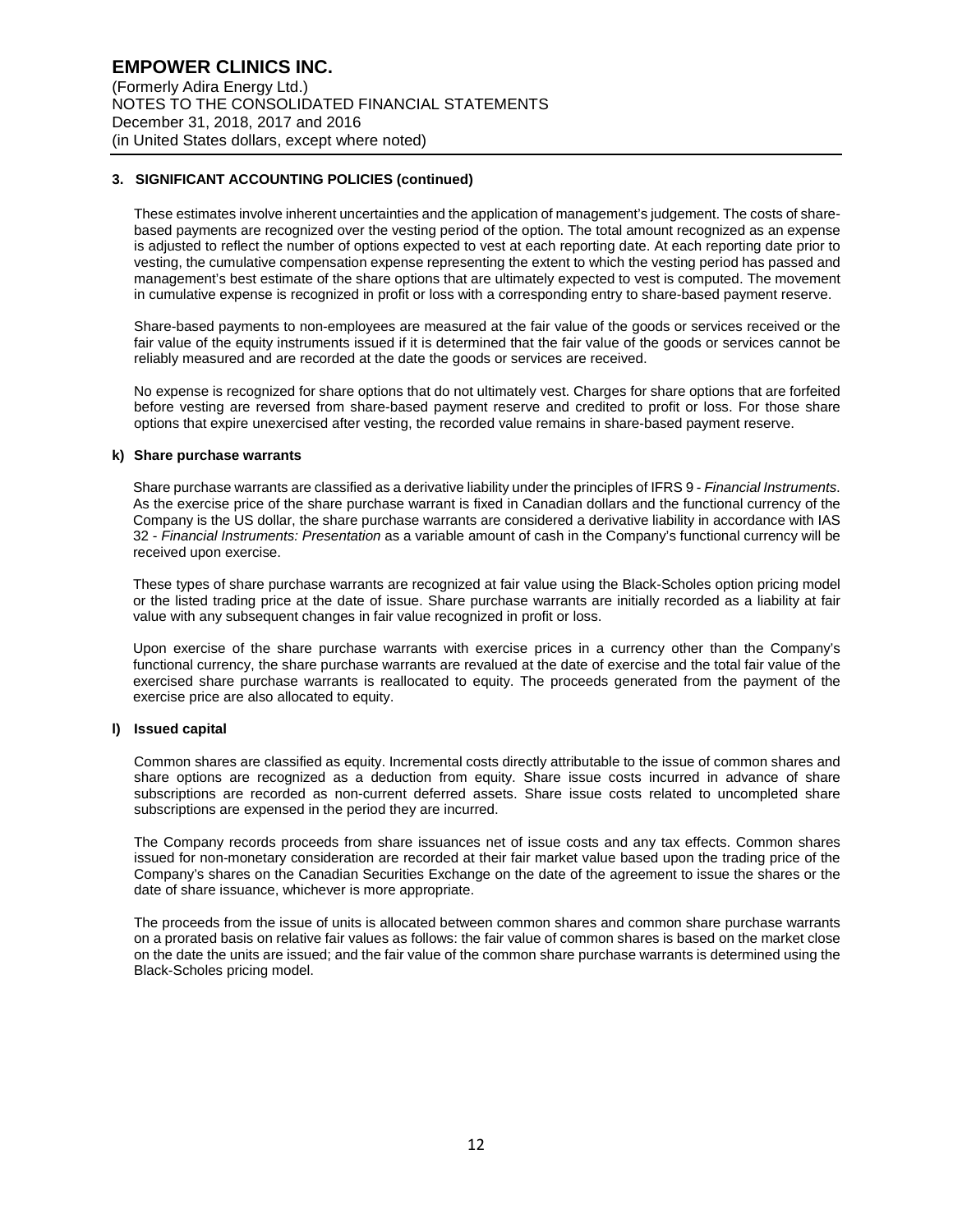### 3. SIGNIFICANT ACCOUNTING POLICIES (continued)

These estimates involve inherent uncertainties and the application of management's judgement. The costs of share-based payments are recognized over the vesting period of the option. The total amount recognized as an expense is adjusted to reflect the number of options expected to vest at each reporting date. At each reporting date prior to vesting, the cumulative compensation expense representing the extent to which the vesting period has passed and management's best estimate of the share options that are ultimately expected to vest is computed. The movement in cumulative expense is recognized in profit or loss with a corresponding entry to share-based payment reserve.

Share-based payments to non-employees are measured at the fair value of the goods or services received or the fair value of the equity instruments issued if it is determined that the fair value of the goods or services cannot be reliably measured and are recorded at the date the goods or services are received.

No expense is recognized for share options that do not ultimately vest. Charges for share options that are forfeited before vesting are reversed from share-based payment reserve and credited to profit or loss. For those share options that expire unexercised after vesting, the recorded value remains in share-based payment reserve.

#### k) Share purchase warrants

Share purchase warrants are classified as a derivative liability under the principles of IFRS 9 - *Financial Instruments*. As the exercise price of the share purchase warrant is fixed in Canadian dollars and the functional currency of the Company is the US dollar, the share purchase warrants are considered a derivative liability in accordance with IAS 32 - *Financial Instruments: Presentation* as a variable amount of cash in the Company's functional currency will be received upon exercise.

These types of share purchase warrants are recognized at fair value using the Black-Scholes option pricing model or the listed trading price at the date of issue. Share purchase warrants are initially recorded as a liability at fair value with any subsequent changes in fair value recognized in profit or loss.

Upon exercise of the share purchase warrants with exercise prices in a currency other than the Company's functional currency, the share purchase warrants are revalued at the date of exercise and the total fair value of the exercised share purchase warrants is reallocated to equity. The proceeds generated from the payment of the exercise price are also allocated to equity.

#### l) Issued capital

Common shares are classified as equity. Incremental costs directly attributable to the issue of common shares and share options are recognized as a deduction from equity. Share issue costs incurred in advance of share subscriptions are recorded as non-current deferred assets. Share issue costs related to uncompleted share subscriptions are expensed in the period they are incurred.

The Company records proceeds from share issuances net of issue costs and any tax effects. Common shares issued for non-monetary consideration are recorded at their fair market value based upon the trading price of the Company's shares on the Canadian Securities Exchange on the date of the agreement to issue the shares or the date of share issuance, whichever is more appropriate.

The proceeds from the issue of units is allocated between common shares and common share purchase warrants on a prorated basis on relative fair values as follows: the fair value of common shares is based on the market close on the date the units are issued; and the fair value of the common share purchase warrants is determined using the Black-Scholes pricing model.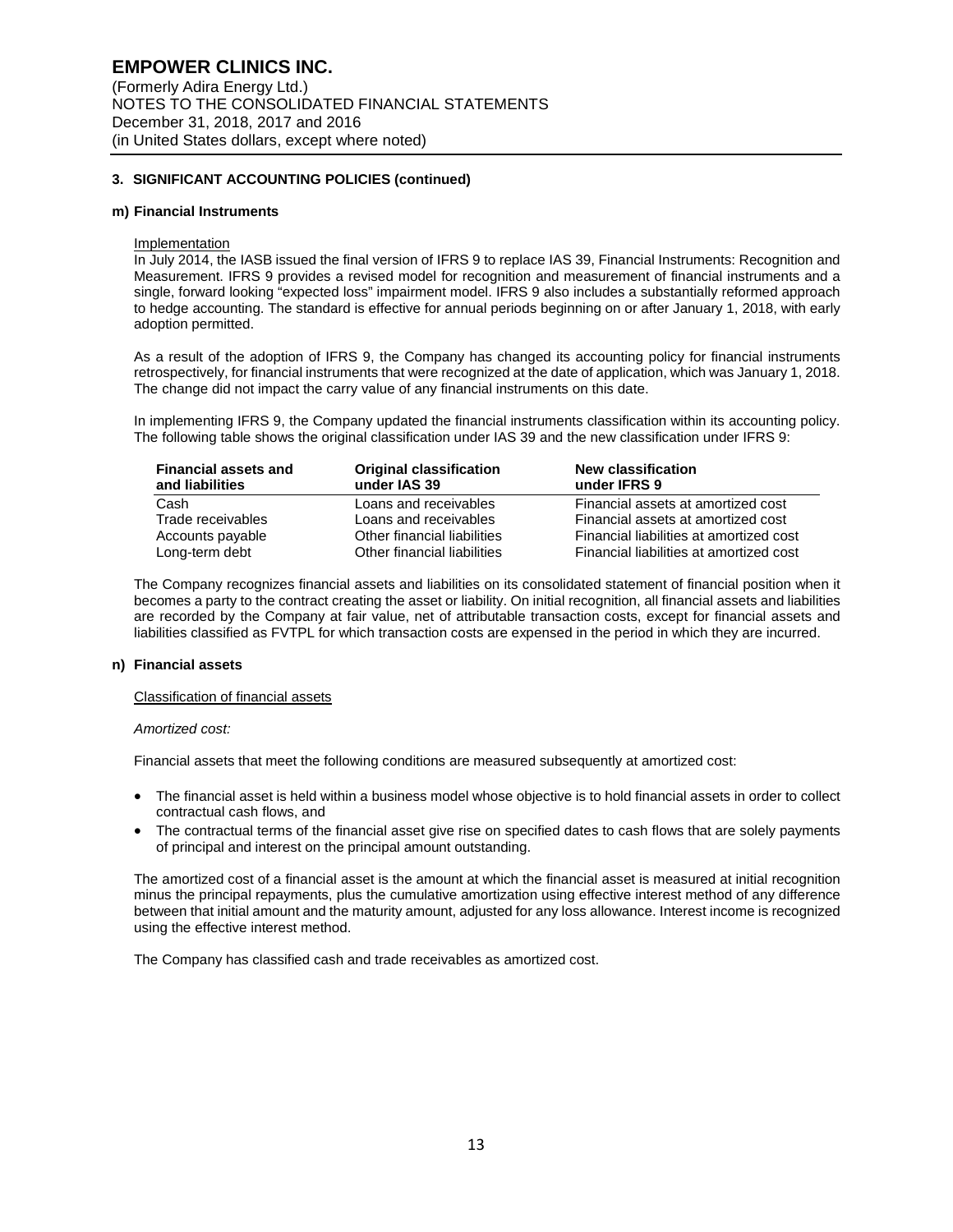# EMPOWER CLINICS INC.

(Formerly Adira Energy Ltd.)
NOTES TO THE CONSOLIDATED FINANCIAL STATEMENTS
December 31, 2018, 2017 and 2016
(in United States dollars, except where noted)

## 3. SIGNIFICANT ACCOUNTING POLICIES (continued)

### m) Financial Instruments

Implementation

In July 2014, the IASB issued the final version of IFRS 9 to replace IAS 39, Financial Instruments: Recognition and Measurement. IFRS 9 provides a revised model for recognition and measurement of financial instruments and a single, forward looking "expected loss" impairment model. IFRS 9 also includes a substantially reformed approach to hedge accounting. The standard is effective for annual periods beginning on or after January 1, 2018, with early adoption permitted.

As a result of the adoption of IFRS 9, the Company has changed its accounting policy for financial instruments retrospectively, for financial instruments that were recognized at the date of application, which was January 1, 2018. The change did not impact the carry value of any financial instruments on this date.

In implementing IFRS 9, the Company updated the financial instruments classification within its accounting policy. The following table shows the original classification under IAS 39 and the new classification under IFRS 9:

| Financial assets and and liabilities | Original classification under IAS 39 | New classification under IFRS 9 |
|---|---|---|
| Cash | Loans and receivables | Financial assets at amortized cost |
| Trade receivables | Loans and receivables | Financial assets at amortized cost |
| Accounts payable | Other financial liabilities | Financial liabilities at amortized cost |
| Long-term debt | Other financial liabilities | Financial liabilities at amortized cost |

The Company recognizes financial assets and liabilities on its consolidated statement of financial position when it becomes a party to the contract creating the asset or liability. On initial recognition, all financial assets and liabilities are recorded by the Company at fair value, net of attributable transaction costs, except for financial assets and liabilities classified as FVTPL for which transaction costs are expensed in the period in which they are incurred.

### n) Financial assets

Classification of financial assets

*Amortized cost:*

Financial assets that meet the following conditions are measured subsequently at amortized cost:

- The financial asset is held within a business model whose objective is to hold financial assets in order to collect contractual cash flows, and
- The contractual terms of the financial asset give rise on specified dates to cash flows that are solely payments of principal and interest on the principal amount outstanding.

The amortized cost of a financial asset is the amount at which the financial asset is measured at initial recognition minus the principal repayments, plus the cumulative amortization using effective interest method of any difference between that initial amount and the maturity amount, adjusted for any loss allowance. Interest income is recognized using the effective interest method.

The Company has classified cash and trade receivables as amortized cost.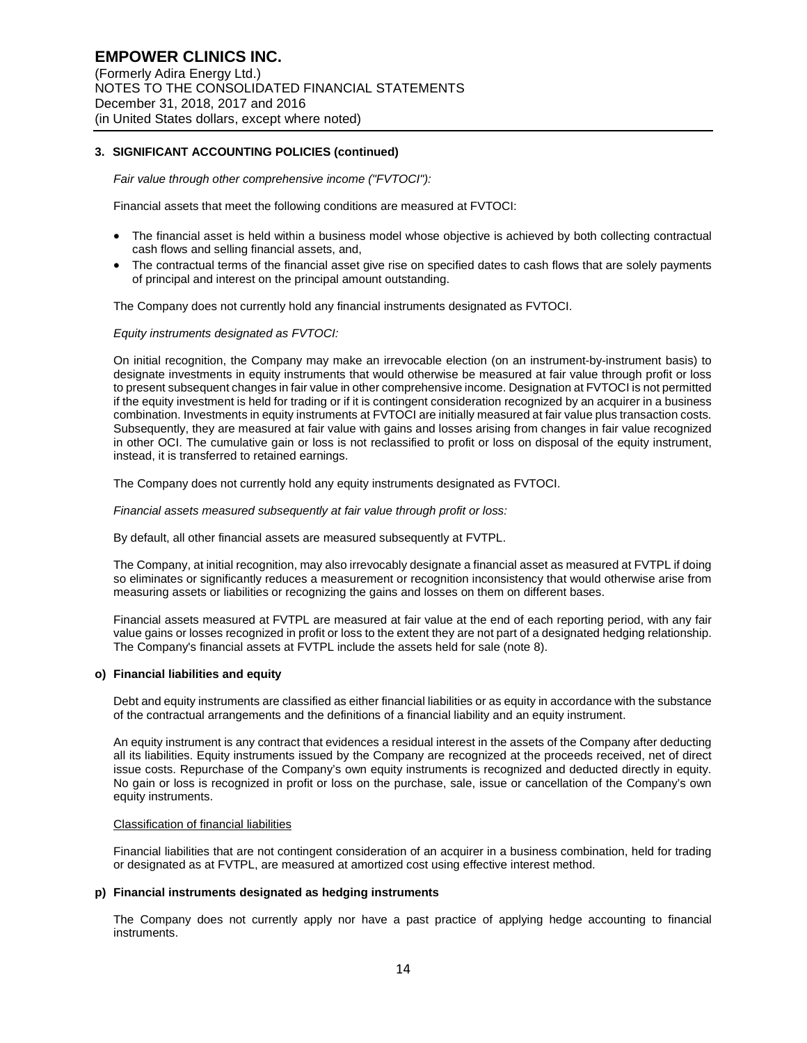### 3. SIGNIFICANT ACCOUNTING POLICIES (continued)

*Fair value through other comprehensive income ("FVTOCI"):*

Financial assets that meet the following conditions are measured at FVTOCI:

- The financial asset is held within a business model whose objective is achieved by both collecting contractual cash flows and selling financial assets, and,
- The contractual terms of the financial asset give rise on specified dates to cash flows that are solely payments of principal and interest on the principal amount outstanding.

The Company does not currently hold any financial instruments designated as FVTOCI.

*Equity instruments designated as FVTOCI:*

On initial recognition, the Company may make an irrevocable election (on an instrument-by-instrument basis) to designate investments in equity instruments that would otherwise be measured at fair value through profit or loss to present subsequent changes in fair value in other comprehensive income. Designation at FVTOCI is not permitted if the equity investment is held for trading or if it is contingent consideration recognized by an acquirer in a business combination. Investments in equity instruments at FVTOCI are initially measured at fair value plus transaction costs. Subsequently, they are measured at fair value with gains and losses arising from changes in fair value recognized in other OCI. The cumulative gain or loss is not reclassified to profit or loss on disposal of the equity instrument, instead, it is transferred to retained earnings.

The Company does not currently hold any equity instruments designated as FVTOCI.

*Financial assets measured subsequently at fair value through profit or loss:*

By default, all other financial assets are measured subsequently at FVTPL.

The Company, at initial recognition, may also irrevocably designate a financial asset as measured at FVTPL if doing so eliminates or significantly reduces a measurement or recognition inconsistency that would otherwise arise from measuring assets or liabilities or recognizing the gains and losses on them on different bases.

Financial assets measured at FVTPL are measured at fair value at the end of each reporting period, with any fair value gains or losses recognized in profit or loss to the extent they are not part of a designated hedging relationship. The Company's financial assets at FVTPL include the assets held for sale (note 8).

#### o) Financial liabilities and equity

Debt and equity instruments are classified as either financial liabilities or as equity in accordance with the substance of the contractual arrangements and the definitions of a financial liability and an equity instrument.

An equity instrument is any contract that evidences a residual interest in the assets of the Company after deducting all its liabilities. Equity instruments issued by the Company are recognized at the proceeds received, net of direct issue costs. Repurchase of the Company's own equity instruments is recognized and deducted directly in equity. No gain or loss is recognized in profit or loss on the purchase, sale, issue or cancellation of the Company's own equity instruments.

Classification of financial liabilities

Financial liabilities that are not contingent consideration of an acquirer in a business combination, held for trading or designated as at FVTPL, are measured at amortized cost using effective interest method.

#### p) Financial instruments designated as hedging instruments

The Company does not currently apply nor have a past practice of applying hedge accounting to financial instruments.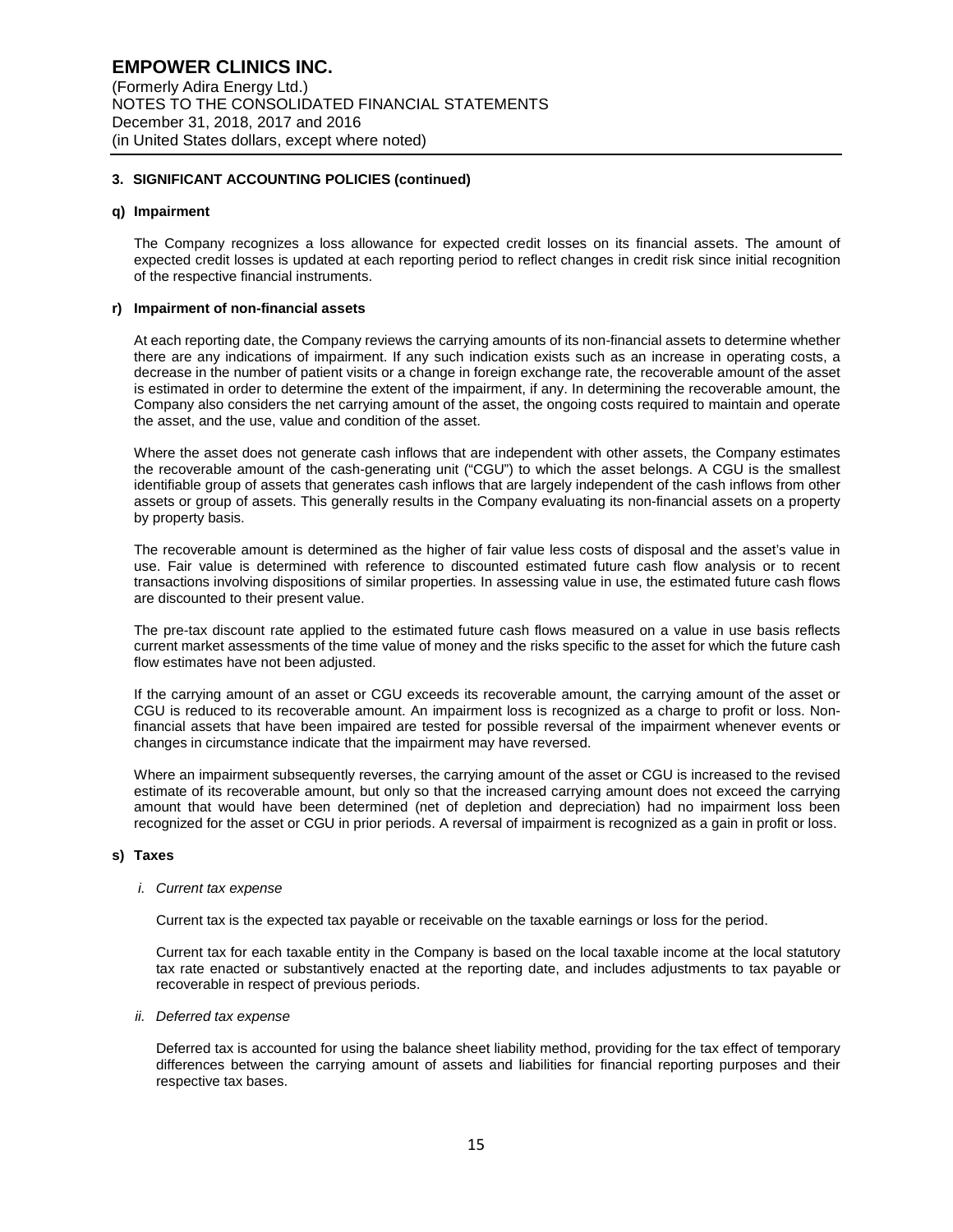### 3. SIGNIFICANT ACCOUNTING POLICIES (continued)

#### q) Impairment

The Company recognizes a loss allowance for expected credit losses on its financial assets. The amount of expected credit losses is updated at each reporting period to reflect changes in credit risk since initial recognition of the respective financial instruments.

#### r) Impairment of non-financial assets

At each reporting date, the Company reviews the carrying amounts of its non-financial assets to determine whether there are any indications of impairment. If any such indication exists such as an increase in operating costs, a decrease in the number of patient visits or a change in foreign exchange rate, the recoverable amount of the asset is estimated in order to determine the extent of the impairment, if any. In determining the recoverable amount, the Company also considers the net carrying amount of the asset, the ongoing costs required to maintain and operate the asset, and the use, value and condition of the asset.

Where the asset does not generate cash inflows that are independent with other assets, the Company estimates the recoverable amount of the cash-generating unit ("CGU") to which the asset belongs. A CGU is the smallest identifiable group of assets that generates cash inflows that are largely independent of the cash inflows from other assets or group of assets. This generally results in the Company evaluating its non-financial assets on a property by property basis.

The recoverable amount is determined as the higher of fair value less costs of disposal and the asset's value in use. Fair value is determined with reference to discounted estimated future cash flow analysis or to recent transactions involving dispositions of similar properties. In assessing value in use, the estimated future cash flows are discounted to their present value.

The pre-tax discount rate applied to the estimated future cash flows measured on a value in use basis reflects current market assessments of the time value of money and the risks specific to the asset for which the future cash flow estimates have not been adjusted.

If the carrying amount of an asset or CGU exceeds its recoverable amount, the carrying amount of the asset or CGU is reduced to its recoverable amount. An impairment loss is recognized as a charge to profit or loss. Non-financial assets that have been impaired are tested for possible reversal of the impairment whenever events or changes in circumstance indicate that the impairment may have reversed.

Where an impairment subsequently reverses, the carrying amount of the asset or CGU is increased to the revised estimate of its recoverable amount, but only so that the increased carrying amount does not exceed the carrying amount that would have been determined (net of depletion and depreciation) had no impairment loss been recognized for the asset or CGU in prior periods. A reversal of impairment is recognized as a gain in profit or loss.

#### s) Taxes

*i. Current tax expense*

Current tax is the expected tax payable or receivable on the taxable earnings or loss for the period.

Current tax for each taxable entity in the Company is based on the local taxable income at the local statutory tax rate enacted or substantively enacted at the reporting date, and includes adjustments to tax payable or recoverable in respect of previous periods.

*ii. Deferred tax expense*

Deferred tax is accounted for using the balance sheet liability method, providing for the tax effect of temporary differences between the carrying amount of assets and liabilities for financial reporting purposes and their respective tax bases.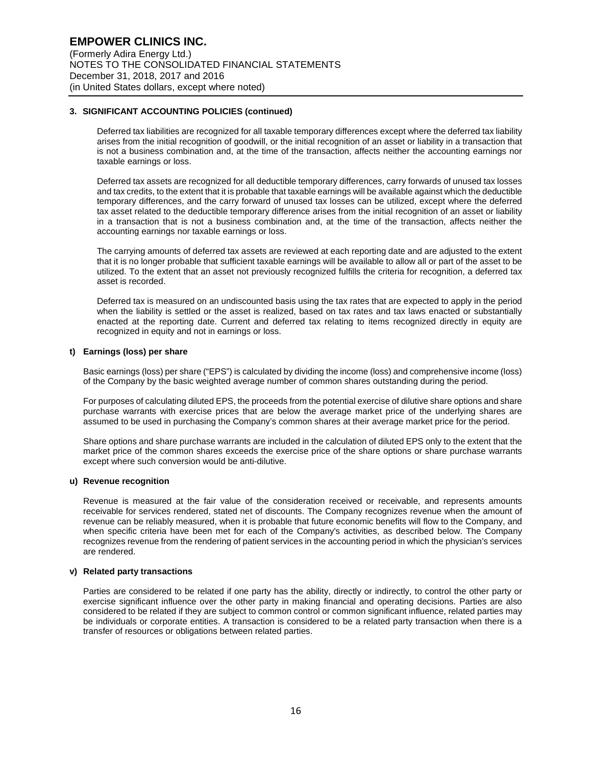## 3. SIGNIFICANT ACCOUNTING POLICIES (continued)

Deferred tax liabilities are recognized for all taxable temporary differences except where the deferred tax liability arises from the initial recognition of goodwill, or the initial recognition of an asset or liability in a transaction that is not a business combination and, at the time of the transaction, affects neither the accounting earnings nor taxable earnings or loss.

Deferred tax assets are recognized for all deductible temporary differences, carry forwards of unused tax losses and tax credits, to the extent that it is probable that taxable earnings will be available against which the deductible temporary differences, and the carry forward of unused tax losses can be utilized, except where the deferred tax asset related to the deductible temporary difference arises from the initial recognition of an asset or liability in a transaction that is not a business combination and, at the time of the transaction, affects neither the accounting earnings nor taxable earnings or loss.

The carrying amounts of deferred tax assets are reviewed at each reporting date and are adjusted to the extent that it is no longer probable that sufficient taxable earnings will be available to allow all or part of the asset to be utilized. To the extent that an asset not previously recognized fulfills the criteria for recognition, a deferred tax asset is recorded.

Deferred tax is measured on an undiscounted basis using the tax rates that are expected to apply in the period when the liability is settled or the asset is realized, based on tax rates and tax laws enacted or substantially enacted at the reporting date. Current and deferred tax relating to items recognized directly in equity are recognized in equity and not in earnings or loss.

### t) Earnings (loss) per share

Basic earnings (loss) per share ("EPS") is calculated by dividing the income (loss) and comprehensive income (loss) of the Company by the basic weighted average number of common shares outstanding during the period.

For purposes of calculating diluted EPS, the proceeds from the potential exercise of dilutive share options and share purchase warrants with exercise prices that are below the average market price of the underlying shares are assumed to be used in purchasing the Company's common shares at their average market price for the period.

Share options and share purchase warrants are included in the calculation of diluted EPS only to the extent that the market price of the common shares exceeds the exercise price of the share options or share purchase warrants except where such conversion would be anti-dilutive.

### u) Revenue recognition

Revenue is measured at the fair value of the consideration received or receivable, and represents amounts receivable for services rendered, stated net of discounts. The Company recognizes revenue when the amount of revenue can be reliably measured, when it is probable that future economic benefits will flow to the Company, and when specific criteria have been met for each of the Company's activities, as described below. The Company recognizes revenue from the rendering of patient services in the accounting period in which the physician's services are rendered.

### v) Related party transactions

Parties are considered to be related if one party has the ability, directly or indirectly, to control the other party or exercise significant influence over the other party in making financial and operating decisions. Parties are also considered to be related if they are subject to common control or common significant influence, related parties may be individuals or corporate entities. A transaction is considered to be a related party transaction when there is a transfer of resources or obligations between related parties.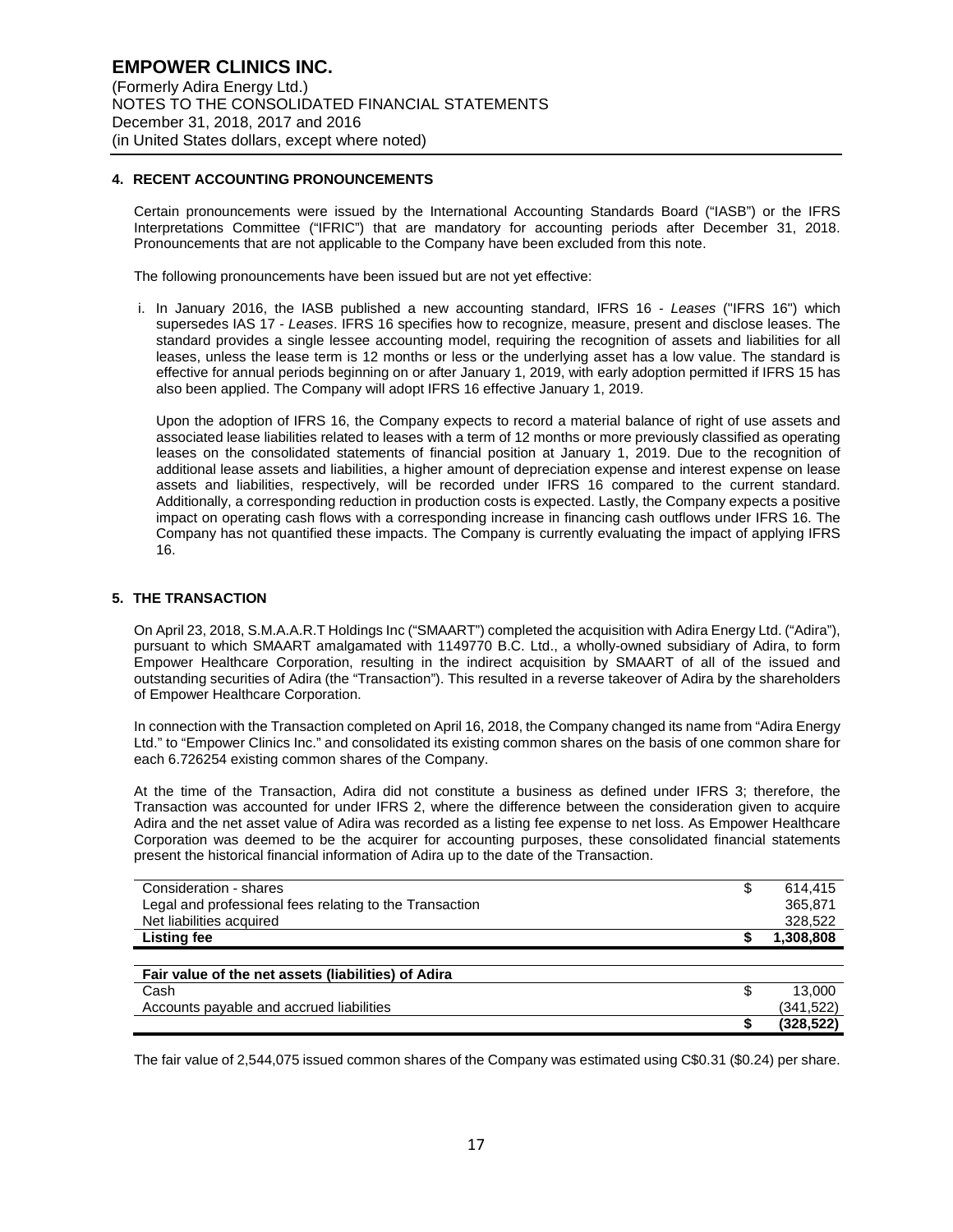## 4. RECENT ACCOUNTING PRONOUNCEMENTS

Certain pronouncements were issued by the International Accounting Standards Board ("IASB") or the IFRS Interpretations Committee ("IFRIC") that are mandatory for accounting periods after December 31, 2018. Pronouncements that are not applicable to the Company have been excluded from this note.

The following pronouncements have been issued but are not yet effective:

i. In January 2016, the IASB published a new accounting standard, IFRS 16 - *Leases* ("IFRS 16") which supersedes IAS 17 - *Leases*. IFRS 16 specifies how to recognize, measure, present and disclose leases. The standard provides a single lessee accounting model, requiring the recognition of assets and liabilities for all leases, unless the lease term is 12 months or less or the underlying asset has a low value. The standard is effective for annual periods beginning on or after January 1, 2019, with early adoption permitted if IFRS 15 has also been applied. The Company will adopt IFRS 16 effective January 1, 2019.

   Upon the adoption of IFRS 16, the Company expects to record a material balance of right of use assets and associated lease liabilities related to leases with a term of 12 months or more previously classified as operating leases on the consolidated statements of financial position at January 1, 2019. Due to the recognition of additional lease assets and liabilities, a higher amount of depreciation expense and interest expense on lease assets and liabilities, respectively, will be recorded under IFRS 16 compared to the current standard. Additionally, a corresponding reduction in production costs is expected. Lastly, the Company expects a positive impact on operating cash flows with a corresponding increase in financing cash outflows under IFRS 16. The Company has not quantified these impacts. The Company is currently evaluating the impact of applying IFRS 16.

## 5. THE TRANSACTION

On April 23, 2018, S.M.A.A.R.T Holdings Inc ("SMAART") completed the acquisition with Adira Energy Ltd. ("Adira"), pursuant to which SMAART amalgamated with 1149770 B.C. Ltd., a wholly-owned subsidiary of Adira, to form Empower Healthcare Corporation, resulting in the indirect acquisition by SMAART of all of the issued and outstanding securities of Adira (the "Transaction"). This resulted in a reverse takeover of Adira by the shareholders of Empower Healthcare Corporation.

In connection with the Transaction completed on April 16, 2018, the Company changed its name from "Adira Energy Ltd." to "Empower Clinics Inc." and consolidated its existing common shares on the basis of one common share for each 6.726254 existing common shares of the Company.

At the time of the Transaction, Adira did not constitute a business as defined under IFRS 3; therefore, the Transaction was accounted for under IFRS 2, where the difference between the consideration given to acquire Adira and the net asset value of Adira was recorded as a listing fee expense to net loss. As Empower Healthcare Corporation was deemed to be the acquirer for accounting purposes, these consolidated financial statements present the historical financial information of Adira up to the date of the Transaction.

| | |
|---|---|
| Consideration - shares | $ 614,415 |
| Legal and professional fees relating to the Transaction | 365,871 |
| Net liabilities acquired | 328,522 |
| **Listing fee** | **$ 1,308,808** |

| **Fair value of the net assets (liabilities) of Adira** | |
|---|---|
| Cash | $ 13,000 |
| Accounts payable and accrued liabilities | (341,522) |
| | **$ (328,522)** |

The fair value of 2,544,075 issued common shares of the Company was estimated using C$0.31 ($0.24) per share.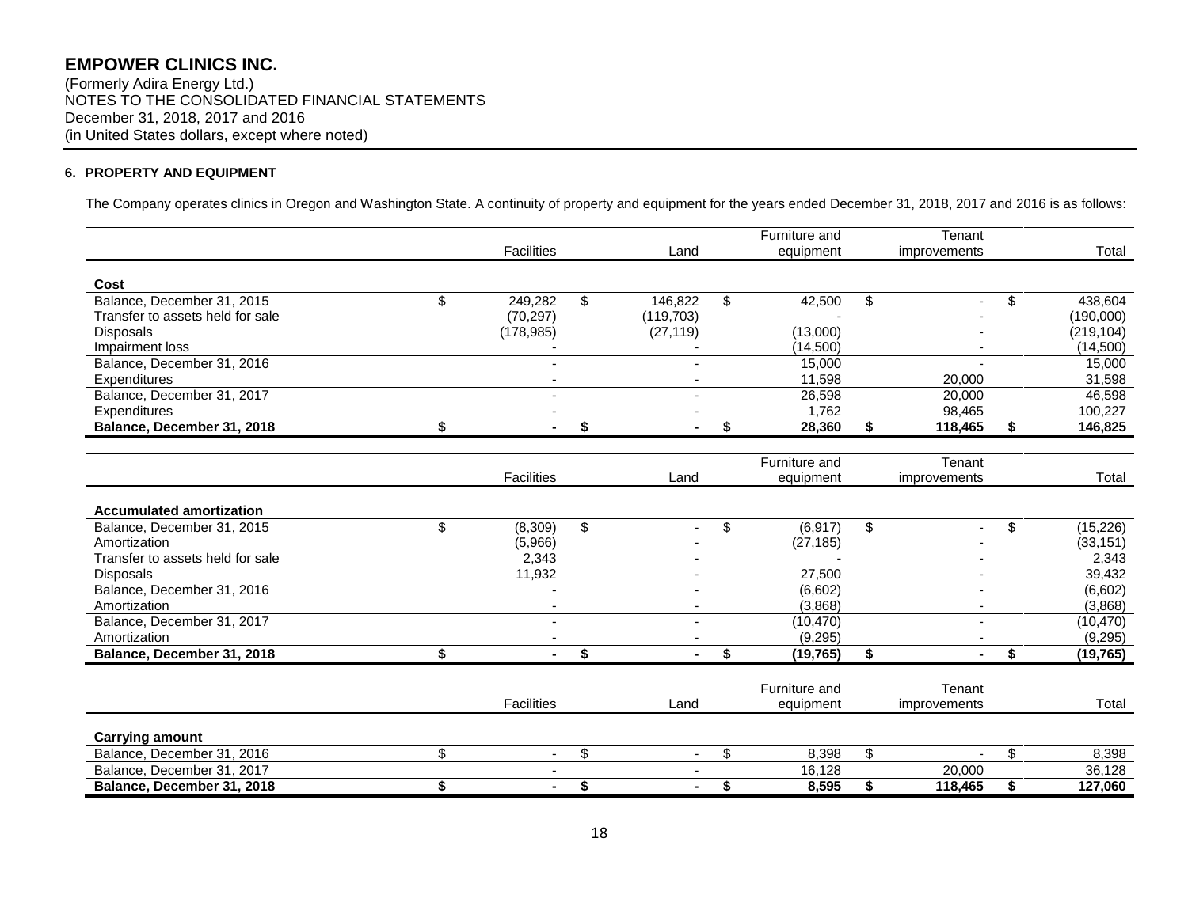**EMPOWER CLINICS INC.**
(Formerly Adira Energy Ltd.)
NOTES TO THE CONSOLIDATED FINANCIAL STATEMENTS
December 31, 2018, 2017 and 2016
(in United States dollars, except where noted)

**6. PROPERTY AND EQUIPMENT**

The Company operates clinics in Oregon and Washington State. A continuity of property and equipment for the years ended December 31, 2018, 2017 and 2016 is as follows:

| | Facilities | Land | Furniture and equipment | Tenant improvements | Total |
|---|---|---|---|---|---|
| **Cost** | | | | | |
| Balance, December 31, 2015 | $ 249,282 | $ 146,822 | $ 42,500 | $ - | $ 438,604 |
| Transfer to assets held for sale | (70,297) | (119,703) | - | - | (190,000) |
| Disposals | (178,985) | (27,119) | (13,000) | - | (219,104) |
| Impairment loss | - | - | (14,500) | - | (14,500) |
| Balance, December 31, 2016 | - | - | 15,000 | - | 15,000 |
| Expenditures | - | - | 11,598 | 20,000 | 31,598 |
| Balance, December 31, 2017 | - | - | 26,598 | 20,000 | 46,598 |
| Expenditures | - | - | 1,762 | 98,465 | 100,227 |
| **Balance, December 31, 2018** | **$ -** | **$ -** | **$ 28,360** | **$ 118,465** | **$ 146,825** |

| | Facilities | Land | Furniture and equipment | Tenant improvements | Total |
|---|---|---|---|---|---|
| **Accumulated amortization** | | | | | |
| Balance, December 31, 2015 | $ (8,309) | $ - | $ (6,917) | $ - | $ (15,226) |
| Amortization | (5,966) | - | (27,185) | - | (33,151) |
| Transfer to assets held for sale | 2,343 | - | - | - | 2,343 |
| Disposals | 11,932 | - | 27,500 | - | 39,432 |
| Balance, December 31, 2016 | - | - | (6,602) | - | (6,602) |
| Amortization | - | - | (3,868) | - | (3,868) |
| Balance, December 31, 2017 | - | - | (10,470) | - | (10,470) |
| Amortization | - | - | (9,295) | - | (9,295) |
| **Balance, December 31, 2018** | **$ -** | **$ -** | **$ (19,765)** | **$ -** | **$ (19,765)** |

| | Facilities | Land | Furniture and equipment | Tenant improvements | Total |
|---|---|---|---|---|---|
| **Carrying amount** | | | | | |
| Balance, December 31, 2016 | $ - | $ - | $ 8,398 | $ - | $ 8,398 |
| Balance, December 31, 2017 | - | - | 16,128 | 20,000 | 36,128 |
| **Balance, December 31, 2018** | **$ -** | **$ -** | **$ 8,595** | **$ 118,465** | **$ 127,060** |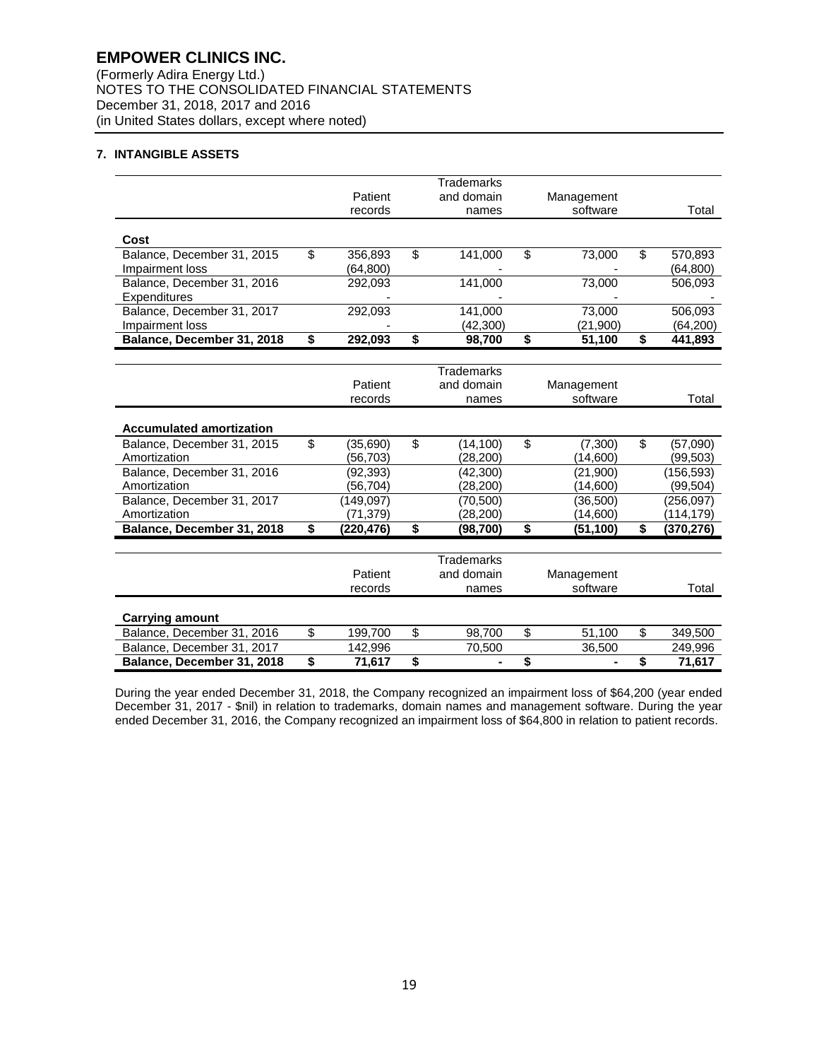# EMPOWER CLINICS INC.

(Formerly Adira Energy Ltd.)
NOTES TO THE CONSOLIDATED FINANCIAL STATEMENTS
December 31, 2018, 2017 and 2016
(in United States dollars, except where noted)

## 7. INTANGIBLE ASSETS

| | Patient records | Trademarks and domain names | Management software | Total |
|---|---|---|---|---|
| **Cost** | | | | |
| Balance, December 31, 2015 | $ 356,893 | $ 141,000 | $ 73,000 | $ 570,893 |
| Impairment loss | (64,800) | - | - | (64,800) |
| Balance, December 31, 2016 | 292,093 | 141,000 | 73,000 | 506,093 |
| Expenditures | - | - | - | - |
| Balance, December 31, 2017 | 292,093 | 141,000 | 73,000 | 506,093 |
| Impairment loss | - | (42,300) | (21,900) | (64,200) |
| **Balance, December 31, 2018** | **$ 292,093** | **$ 98,700** | **$ 51,100** | **$ 441,893** |

| | Patient records | Trademarks and domain names | Management software | Total |
|---|---|---|---|---|
| **Accumulated amortization** | | | | |
| Balance, December 31, 2015 | $ (35,690) | $ (14,100) | $ (7,300) | $ (57,090) |
| Amortization | (56,703) | (28,200) | (14,600) | (99,503) |
| Balance, December 31, 2016 | (92,393) | (42,300) | (21,900) | (156,593) |
| Amortization | (56,704) | (28,200) | (14,600) | (99,504) |
| Balance, December 31, 2017 | (149,097) | (70,500) | (36,500) | (256,097) |
| Amortization | (71,379) | (28,200) | (14,600) | (114,179) |
| **Balance, December 31, 2018** | **$ (220,476)** | **$ (98,700)** | **$ (51,100)** | **$ (370,276)** |

| | Patient records | Trademarks and domain names | Management software | Total |
|---|---|---|---|---|
| **Carrying amount** | | | | |
| Balance, December 31, 2016 | $ 199,700 | $ 98,700 | $ 51,100 | $ 349,500 |
| Balance, December 31, 2017 | 142,996 | 70,500 | 36,500 | 249,996 |
| **Balance, December 31, 2018** | **$ 71,617** | **$ -** | **$ -** | **$ 71,617** |

During the year ended December 31, 2018, the Company recognized an impairment loss of $64,200 (year ended December 31, 2017 - $nil) in relation to trademarks, domain names and management software. During the year ended December 31, 2016, the Company recognized an impairment loss of $64,800 in relation to patient records.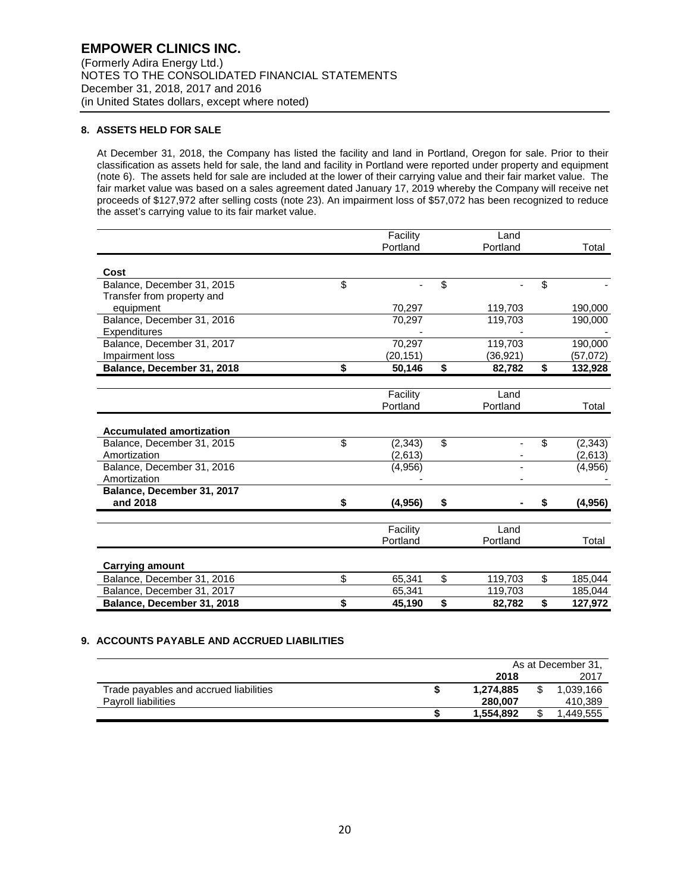# EMPOWER CLINICS INC.

(Formerly Adira Energy Ltd.)
NOTES TO THE CONSOLIDATED FINANCIAL STATEMENTS
December 31, 2018, 2017 and 2016
(in United States dollars, except where noted)

## 8. ASSETS HELD FOR SALE

At December 31, 2018, the Company has listed the facility and land in Portland, Oregon for sale. Prior to their classification as assets held for sale, the land and facility in Portland were reported under property and equipment (note 6). The assets held for sale are included at the lower of their carrying value and their fair market value. The fair market value was based on a sales agreement dated January 17, 2019 whereby the Company will receive net proceeds of $127,972 after selling costs (note 23). An impairment loss of $57,072 has been recognized to reduce the asset's carrying value to its fair market value.

| | Facility Portland | Land Portland | Total |
|---|---|---|---|
| **Cost** | | | |
| Balance, December 31, 2015 | $ - | $ - | $ - |
| Transfer from property and equipment | 70,297 | 119,703 | 190,000 |
| Balance, December 31, 2016 | 70,297 | 119,703 | 190,000 |
| Expenditures | - | - | - |
| Balance, December 31, 2017 | 70,297 | 119,703 | 190,000 |
| Impairment loss | (20,151) | (36,921) | (57,072) |
| **Balance, December 31, 2018** | **$ 50,146** | **$ 82,782** | **$ 132,928** |

| | Facility Portland | Land Portland | Total |
|---|---|---|---|
| **Accumulated amortization** | | | |
| Balance, December 31, 2015 | $ (2,343) | $ - | $ (2,343) |
| Amortization | (2,613) | - | (2,613) |
| Balance, December 31, 2016 | (4,956) | - | (4,956) |
| Amortization | - | - | - |
| **Balance, December 31, 2017 and 2018** | **$ (4,956)** | **$ -** | **$ (4,956)** |

| | Facility Portland | Land Portland | Total |
|---|---|---|---|
| **Carrying amount** | | | |
| Balance, December 31, 2016 | $ 65,341 | $ 119,703 | $ 185,044 |
| Balance, December 31, 2017 | 65,341 | 119,703 | 185,044 |
| **Balance, December 31, 2018** | **$ 45,190** | **$ 82,782** | **$ 127,972** |

## 9. ACCOUNTS PAYABLE AND ACCRUED LIABILITIES

| | As at December 31, 2018 | 2017 |
|---|---|---|
| Trade payables and accrued liabilities | **$ 1,274,885** | $ 1,039,166 |
| Payroll liabilities | **280,007** | 410,389 |
| | **$ 1,554,892** | $ 1,449,555 |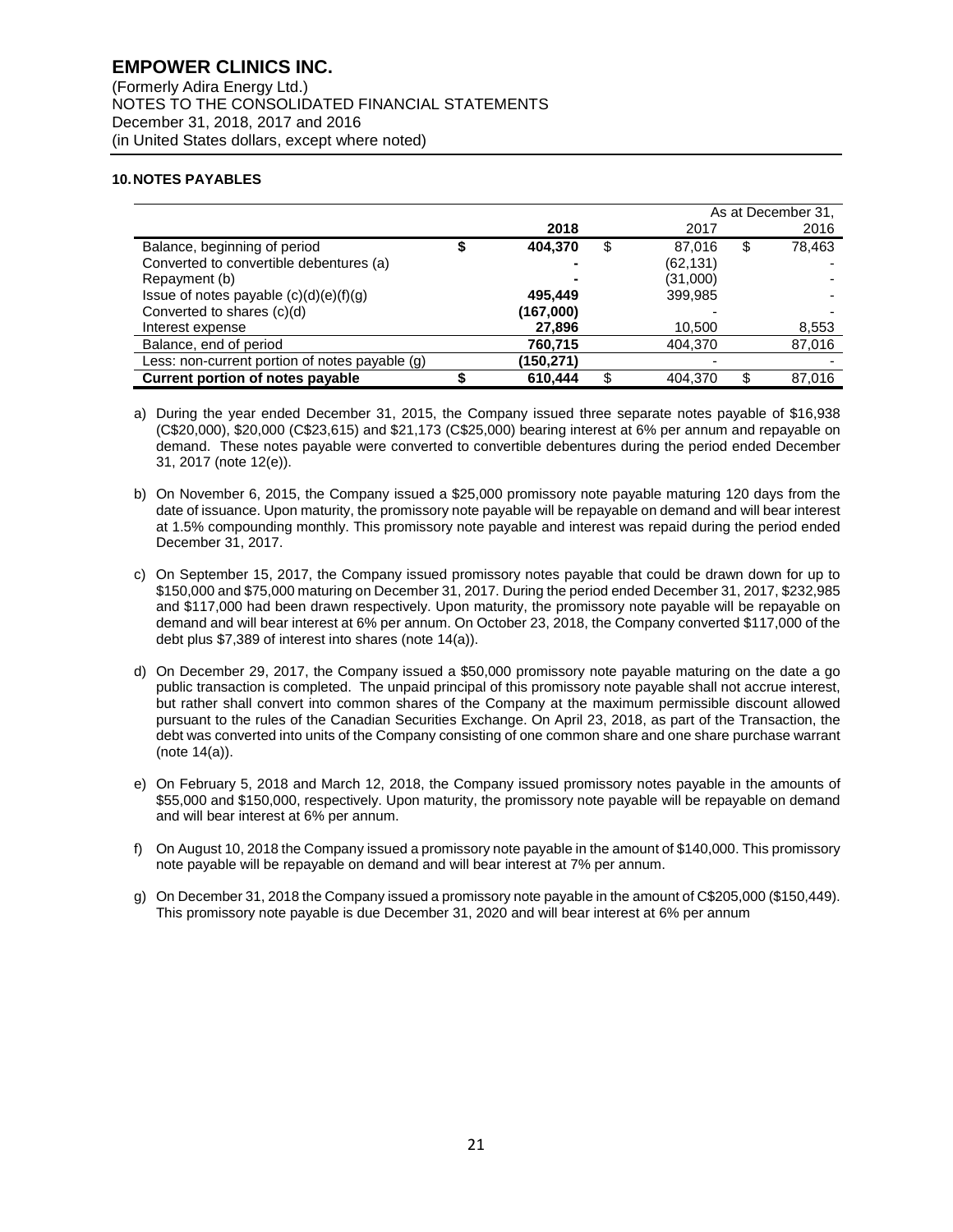# EMPOWER CLINICS INC.

(Formerly Adira Energy Ltd.)
NOTES TO THE CONSOLIDATED FINANCIAL STATEMENTS
December 31, 2018, 2017 and 2016
(in United States dollars, except where noted)

### 10. NOTES PAYABLES

| | | | | As at December 31, | | |
|---|---|---|---|---|---|---|
| | | **2018** | | 2017 | | 2016 |
| Balance, beginning of period | **$** | **404,370** | $ | 87,016 | $ | 78,463 |
| Converted to convertible debentures (a) | | **-** | | (62,131) | | - |
| Repayment (b) | | **-** | | (31,000) | | - |
| Issue of notes payable (c)(d)(e)(f)(g) | | **495,449** | | 399,985 | | - |
| Converted to shares (c)(d) | | **(167,000)** | | - | | - |
| Interest expense | | **27,896** | | 10,500 | | 8,553 |
| Balance, end of period | | **760,715** | | 404,370 | | 87,016 |
| Less: non-current portion of notes payable (g) | | **(150,271)** | | - | | - |
| **Current portion of notes payable** | **$** | **610,444** | $ | 404,370 | $ | 87,016 |

a) During the year ended December 31, 2015, the Company issued three separate notes payable of $16,938 (C$20,000), $20,000 (C$23,615) and $21,173 (C$25,000) bearing interest at 6% per annum and repayable on demand. These notes payable were converted to convertible debentures during the period ended December 31, 2017 (note 12(e)).

b) On November 6, 2015, the Company issued a $25,000 promissory note payable maturing 120 days from the date of issuance. Upon maturity, the promissory note payable will be repayable on demand and will bear interest at 1.5% compounding monthly. This promissory note payable and interest was repaid during the period ended December 31, 2017.

c) On September 15, 2017, the Company issued promissory notes payable that could be drawn down for up to $150,000 and $75,000 maturing on December 31, 2017. During the period ended December 31, 2017, $232,985 and $117,000 had been drawn respectively. Upon maturity, the promissory note payable will be repayable on demand and will bear interest at 6% per annum. On October 23, 2018, the Company converted $117,000 of the debt plus $7,389 of interest into shares (note 14(a)).

d) On December 29, 2017, the Company issued a $50,000 promissory note payable maturing on the date a go public transaction is completed. The unpaid principal of this promissory note payable shall not accrue interest, but rather shall convert into common shares of the Company at the maximum permissible discount allowed pursuant to the rules of the Canadian Securities Exchange. On April 23, 2018, as part of the Transaction, the debt was converted into units of the Company consisting of one common share and one share purchase warrant (note 14(a)).

e) On February 5, 2018 and March 12, 2018, the Company issued promissory notes payable in the amounts of $55,000 and $150,000, respectively. Upon maturity, the promissory note payable will be repayable on demand and will bear interest at 6% per annum.

f) On August 10, 2018 the Company issued a promissory note payable in the amount of $140,000. This promissory note payable will be repayable on demand and will bear interest at 7% per annum.

g) On December 31, 2018 the Company issued a promissory note payable in the amount of C$205,000 ($150,449). This promissory note payable is due December 31, 2020 and will bear interest at 6% per annum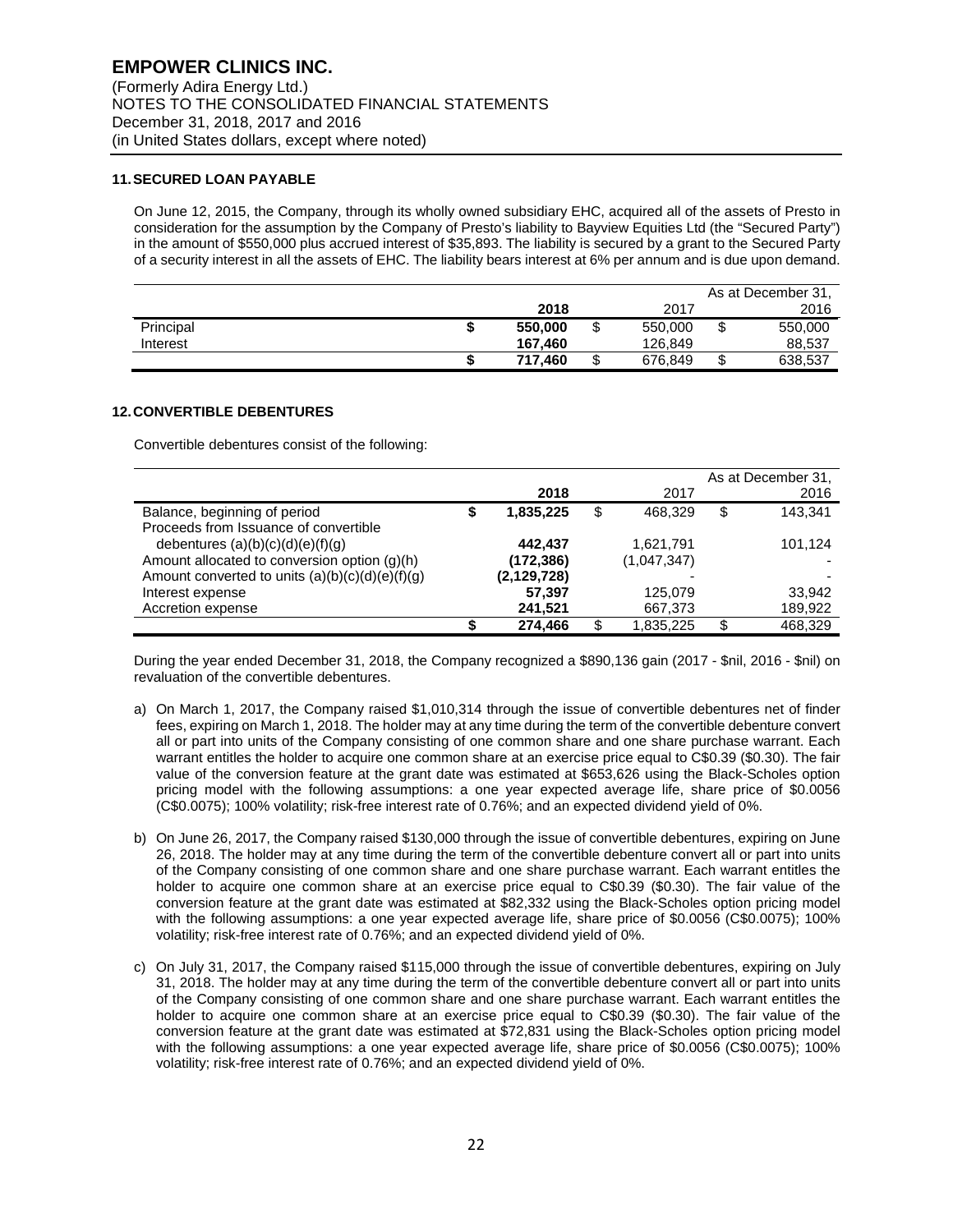## 11. SECURED LOAN PAYABLE

On June 12, 2015, the Company, through its wholly owned subsidiary EHC, acquired all of the assets of Presto in consideration for the assumption by the Company of Presto's liability to Bayview Equities Ltd (the "Secured Party") in the amount of $550,000 plus accrued interest of $35,893. The liability is secured by a grant to the Secured Party of a security interest in all the assets of EHC. The liability bears interest at 6% per annum and is due upon demand.

| | | | | | As at December 31, |
|---|---|---|---|---|---|
| | | **2018** | | 2017 | 2016 |
| Principal | **$** | **550,000** | $ | 550,000 | $ 550,000 |
| Interest | | **167,460** | | 126,849 | 88,537 |
| | **$** | **717,460** | $ | 676,849 | $ 638,537 |

## 12. CONVERTIBLE DEBENTURES

Convertible debentures consist of the following:

| | | | | | As at December 31, |
|---|---|---|---|---|---|
| | | **2018** | | 2017 | 2016 |
| Balance, beginning of period | **$** | **1,835,225** | $ | 468,329 | $ 143,341 |
| Proceeds from Issuance of convertible debentures (a)(b)(c)(d)(e)(f)(g) | | **442,437** | | 1,621,791 | 101,124 |
| Amount allocated to conversion option (g)(h) | | **(172,386)** | | (1,047,347) | - |
| Amount converted to units (a)(b)(c)(d)(e)(f)(g) | | **(2,129,728)** | | - | - |
| Interest expense | | **57,397** | | 125,079 | 33,942 |
| Accretion expense | | **241,521** | | 667,373 | 189,922 |
| | **$** | **274,466** | $ | 1,835,225 | $ 468,329 |

During the year ended December 31, 2018, the Company recognized a $890,136 gain (2017 - $nil, 2016 - $nil) on revaluation of the convertible debentures.

a) On March 1, 2017, the Company raised $1,010,314 through the issue of convertible debentures net of finder fees, expiring on March 1, 2018. The holder may at any time during the term of the convertible debenture convert all or part into units of the Company consisting of one common share and one share purchase warrant. Each warrant entitles the holder to acquire one common share at an exercise price equal to C$0.39 ($0.30). The fair value of the conversion feature at the grant date was estimated at $653,626 using the Black-Scholes option pricing model with the following assumptions: a one year expected average life, share price of $0.0056 (C$0.0075); 100% volatility; risk-free interest rate of 0.76%; and an expected dividend yield of 0%.

b) On June 26, 2017, the Company raised $130,000 through the issue of convertible debentures, expiring on June 26, 2018. The holder may at any time during the term of the convertible debenture convert all or part into units of the Company consisting of one common share and one share purchase warrant. Each warrant entitles the holder to acquire one common share at an exercise price equal to C$0.39 ($0.30). The fair value of the conversion feature at the grant date was estimated at $82,332 using the Black-Scholes option pricing model with the following assumptions: a one year expected average life, share price of $0.0056 (C$0.0075); 100% volatility; risk-free interest rate of 0.76%; and an expected dividend yield of 0%.

c) On July 31, 2017, the Company raised $115,000 through the issue of convertible debentures, expiring on July 31, 2018. The holder may at any time during the term of the convertible debenture convert all or part into units of the Company consisting of one common share and one share purchase warrant. Each warrant entitles the holder to acquire one common share at an exercise price equal to C$0.39 ($0.30). The fair value of the conversion feature at the grant date was estimated at $72,831 using the Black-Scholes option pricing model with the following assumptions: a one year expected average life, share price of $0.0056 (C$0.0075); 100% volatility; risk-free interest rate of 0.76%; and an expected dividend yield of 0%.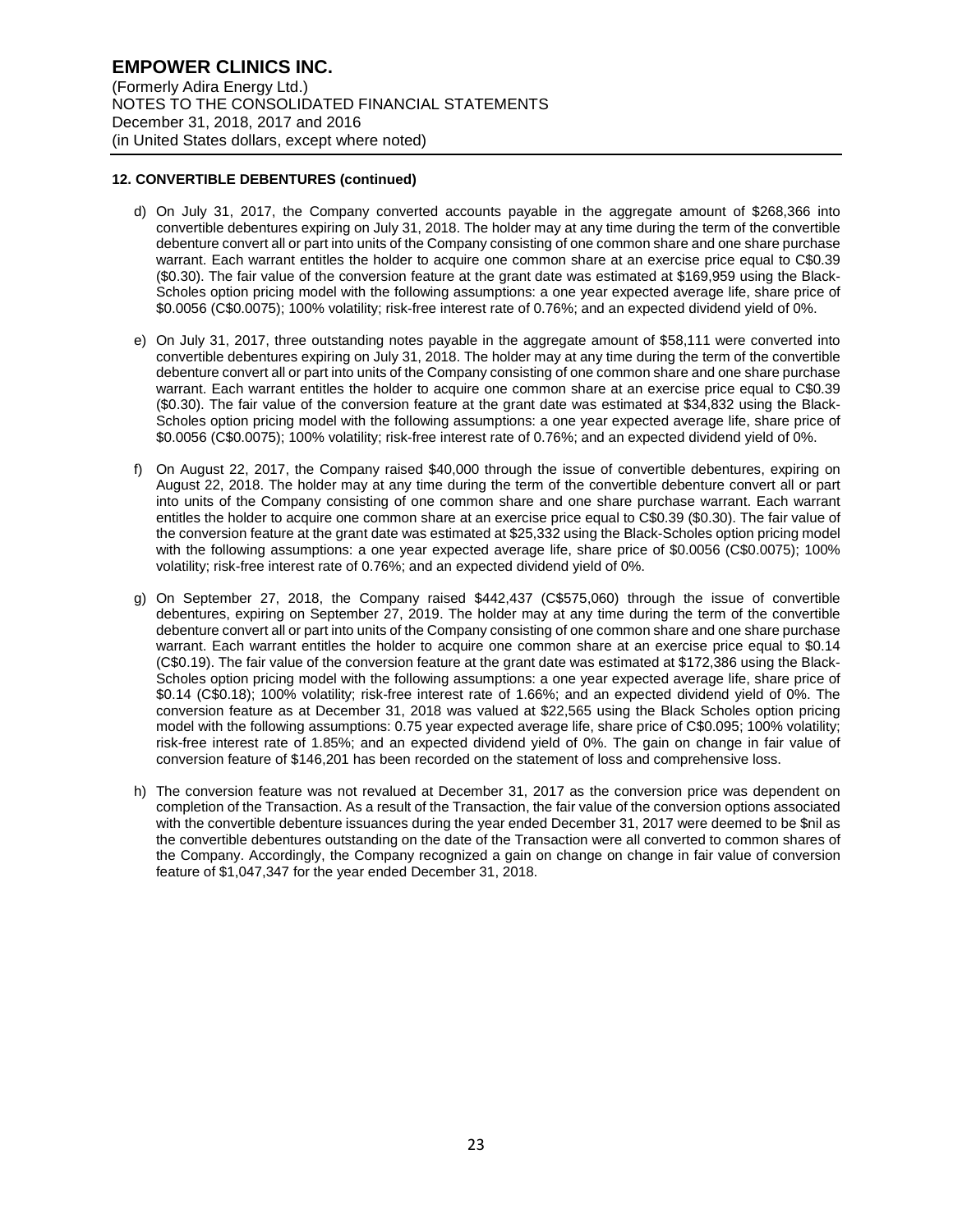### 12. CONVERTIBLE DEBENTURES (continued)

d) On July 31, 2017, the Company converted accounts payable in the aggregate amount of $268,366 into convertible debentures expiring on July 31, 2018. The holder may at any time during the term of the convertible debenture convert all or part into units of the Company consisting of one common share and one share purchase warrant. Each warrant entitles the holder to acquire one common share at an exercise price equal to C$0.39 ($0.30). The fair value of the conversion feature at the grant date was estimated at $169,959 using the Black-Scholes option pricing model with the following assumptions: a one year expected average life, share price of $0.0056 (C$0.0075); 100% volatility; risk-free interest rate of 0.76%; and an expected dividend yield of 0%.

e) On July 31, 2017, three outstanding notes payable in the aggregate amount of $58,111 were converted into convertible debentures expiring on July 31, 2018. The holder may at any time during the term of the convertible debenture convert all or part into units of the Company consisting of one common share and one share purchase warrant. Each warrant entitles the holder to acquire one common share at an exercise price equal to C$0.39 ($0.30). The fair value of the conversion feature at the grant date was estimated at $34,832 using the Black-Scholes option pricing model with the following assumptions: a one year expected average life, share price of $0.0056 (C$0.0075); 100% volatility; risk-free interest rate of 0.76%; and an expected dividend yield of 0%.

f) On August 22, 2017, the Company raised $40,000 through the issue of convertible debentures, expiring on August 22, 2018. The holder may at any time during the term of the convertible debenture convert all or part into units of the Company consisting of one common share and one share purchase warrant. Each warrant entitles the holder to acquire one common share at an exercise price equal to C$0.39 ($0.30). The fair value of the conversion feature at the grant date was estimated at $25,332 using the Black-Scholes option pricing model with the following assumptions: a one year expected average life, share price of $0.0056 (C$0.0075); 100% volatility; risk-free interest rate of 0.76%; and an expected dividend yield of 0%.

g) On September 27, 2018, the Company raised $442,437 (C$575,060) through the issue of convertible debentures, expiring on September 27, 2019. The holder may at any time during the term of the convertible debenture convert all or part into units of the Company consisting of one common share and one share purchase warrant. Each warrant entitles the holder to acquire one common share at an exercise price equal to $0.14 (C$0.19). The fair value of the conversion feature at the grant date was estimated at $172,386 using the Black-Scholes option pricing model with the following assumptions: a one year expected average life, share price of $0.14 (C$0.18); 100% volatility; risk-free interest rate of 1.66%; and an expected dividend yield of 0%. The conversion feature as at December 31, 2018 was valued at $22,565 using the Black Scholes option pricing model with the following assumptions: 0.75 year expected average life, share price of C$0.095; 100% volatility; risk-free interest rate of 1.85%; and an expected dividend yield of 0%. The gain on change in fair value of conversion feature of $146,201 has been recorded on the statement of loss and comprehensive loss.

h) The conversion feature was not revalued at December 31, 2017 as the conversion price was dependent on completion of the Transaction. As a result of the Transaction, the fair value of the conversion options associated with the convertible debenture issuances during the year ended December 31, 2017 were deemed to be $nil as the convertible debentures outstanding on the date of the Transaction were all converted to common shares of the Company. Accordingly, the Company recognized a gain on change on change in fair value of conversion feature of $1,047,347 for the year ended December 31, 2018.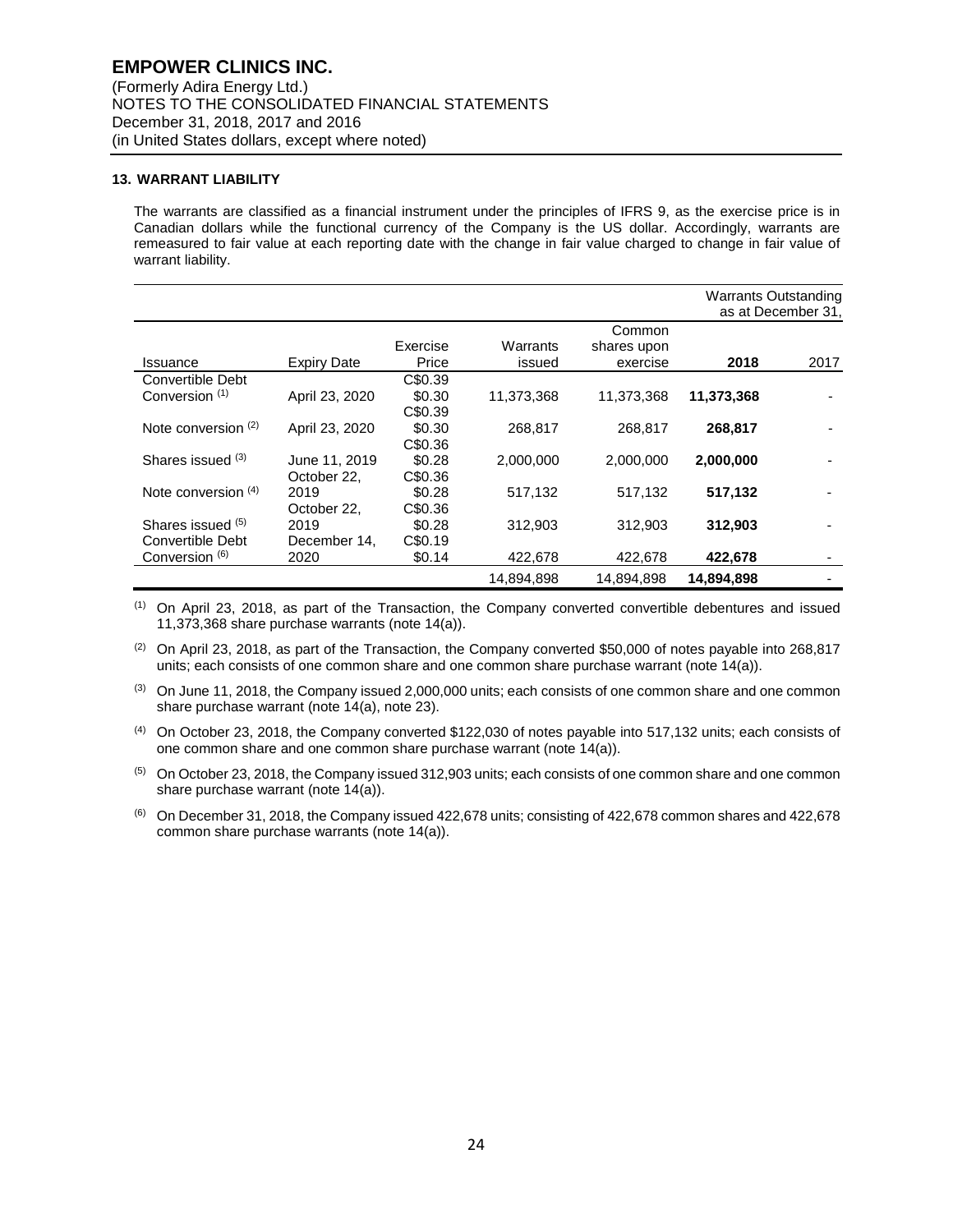# EMPOWER CLINICS INC.

(Formerly Adira Energy Ltd.)
NOTES TO THE CONSOLIDATED FINANCIAL STATEMENTS
December 31, 2018, 2017 and 2016
(in United States dollars, except where noted)

**13. WARRANT LIABILITY**

The warrants are classified as a financial instrument under the principles of IFRS 9, as the exercise price is in Canadian dollars while the functional currency of the Company is the US dollar. Accordingly, warrants are remeasured to fair value at each reporting date with the change in fair value charged to change in fair value of warrant liability.

| | | | | | Warrants Outstanding as at December 31, | |
|---|---|---|---|---|---|---|
| Issuance | Expiry Date | Exercise Price | Warrants issued | Common shares upon exercise | **2018** | 2017 |
| Convertible Debt Conversion [(1)] | April 23, 2020 | C$0.39 $0.30 | 11,373,368 | 11,373,368 | **11,373,368** | - |
| Note conversion [(2)] | April 23, 2020 | C$0.39 $0.30 | 268,817 | 268,817 | **268,817** | - |
| Shares issued [(3)] | June 11, 2019 | C$0.36 $0.28 | 2,000,000 | 2,000,000 | **2,000,000** | - |
| Note conversion [(4)] | October 22, 2019 | C$0.36 $0.28 | 517,132 | 517,132 | **517,132** | - |
| Shares issued [(5)] | October 22, 2019 | C$0.36 $0.28 | 312,903 | 312,903 | **312,903** | - |
| Convertible Debt Conversion [(6)] | December 14, 2020 | C$0.19 $0.14 | 422,678 | 422,678 | **422,678** | - |
| | | | 14,894,898 | 14,894,898 | **14,894,898** | - |

[(1)] On April 23, 2018, as part of the Transaction, the Company converted convertible debentures and issued 11,373,368 share purchase warrants (note 14(a)).

[(2)] On April 23, 2018, as part of the Transaction, the Company converted $50,000 of notes payable into 268,817 units; each consists of one common share and one common share purchase warrant (note 14(a)).

[(3)] On June 11, 2018, the Company issued 2,000,000 units; each consists of one common share and one common share purchase warrant (note 14(a), note 23).

[(4)] On October 23, 2018, the Company converted $122,030 of notes payable into 517,132 units; each consists of one common share and one common share purchase warrant (note 14(a)).

[(5)] On October 23, 2018, the Company issued 312,903 units; each consists of one common share and one common share purchase warrant (note 14(a)).

[(6)] On December 31, 2018, the Company issued 422,678 units; consisting of 422,678 common shares and 422,678 common share purchase warrants (note 14(a)).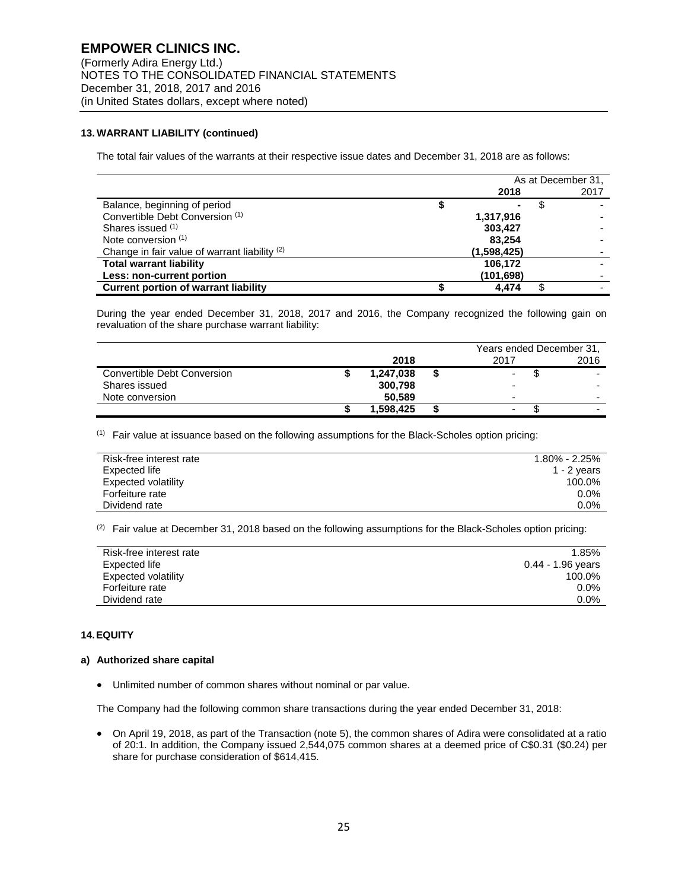### 13. WARRANT LIABILITY (continued)

The total fair values of the warrants at their respective issue dates and December 31, 2018 are as follows:

| | As at December 31, 2018 | 2017 |
|---|---|---|
| Balance, beginning of period | $ - | $ - |
| Convertible Debt Conversion [1] | 1,317,916 | - |
| Shares issued [1] | 303,427 | - |
| Note conversion [1] | 83,254 | - |
| Change in fair value of warrant liability [2] | (1,598,425) | - |
| **Total warrant liability** | **106,172** | - |
| **Less: non-current portion** | **(101,698)** | - |
| **Current portion of warrant liability** | **$ 4,474** | $ - |

During the year ended December 31, 2018, 2017 and 2016, the Company recognized the following gain on revaluation of the share purchase warrant liability:

| | Years ended December 31, 2018 | 2017 | 2016 |
|---|---|---|---|
| Convertible Debt Conversion | $ 1,247,038 | $ - | $ - |
| Shares issued | 300,798 | - | - |
| Note conversion | 50,589 | - | - |
| | $ 1,598,425 | $ - | $ - |

[1] Fair value at issuance based on the following assumptions for the Black-Scholes option pricing:

| | |
|---|---|
| Risk-free interest rate | 1.80% - 2.25% |
| Expected life | 1 - 2 years |
| Expected volatility | 100.0% |
| Forfeiture rate | 0.0% |
| Dividend rate | 0.0% |

[2] Fair value at December 31, 2018 based on the following assumptions for the Black-Scholes option pricing:

| | |
|---|---|
| Risk-free interest rate | 1.85% |
| Expected life | 0.44 - 1.96 years |
| Expected volatility | 100.0% |
| Forfeiture rate | 0.0% |
| Dividend rate | 0.0% |

### 14. EQUITY

#### a) Authorized share capital

- Unlimited number of common shares without nominal or par value.

The Company had the following common share transactions during the year ended December 31, 2018:

- On April 19, 2018, as part of the Transaction (note 5), the common shares of Adira were consolidated at a ratio of 20:1. In addition, the Company issued 2,544,075 common shares at a deemed price of C$0.31 ($0.24) per share for purchase consideration of $614,415.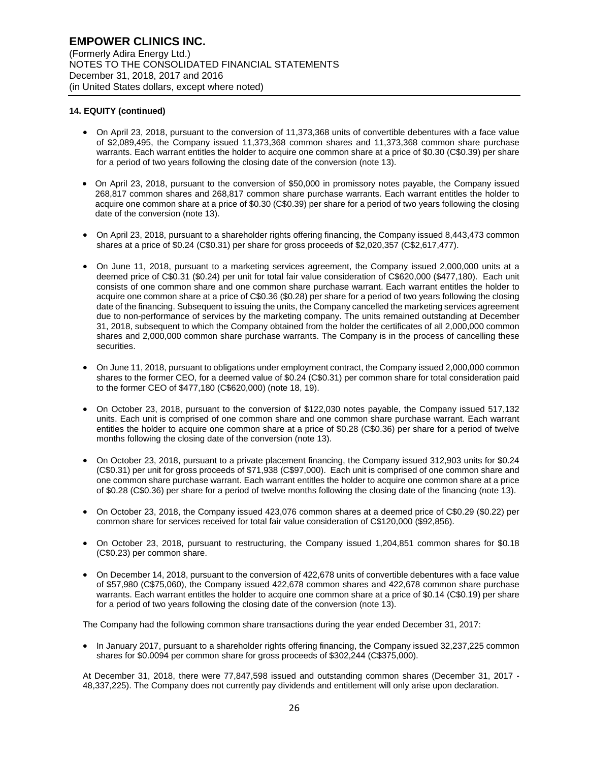**14. EQUITY (continued)**

- On April 23, 2018, pursuant to the conversion of 11,373,368 units of convertible debentures with a face value of $2,089,495, the Company issued 11,373,368 common shares and 11,373,368 common share purchase warrants. Each warrant entitles the holder to acquire one common share at a price of $0.30 (C$0.39) per share for a period of two years following the closing date of the conversion (note 13).

- On April 23, 2018, pursuant to the conversion of $50,000 in promissory notes payable, the Company issued 268,817 common shares and 268,817 common share purchase warrants. Each warrant entitles the holder to acquire one common share at a price of $0.30 (C$0.39) per share for a period of two years following the closing date of the conversion (note 13).

- On April 23, 2018, pursuant to a shareholder rights offering financing, the Company issued 8,443,473 common shares at a price of $0.24 (C$0.31) per share for gross proceeds of $2,020,357 (C$2,617,477).

- On June 11, 2018, pursuant to a marketing services agreement, the Company issued 2,000,000 units at a deemed price of C$0.31 ($0.24) per unit for total fair value consideration of C$620,000 ($477,180). Each unit consists of one common share and one common share purchase warrant. Each warrant entitles the holder to acquire one common share at a price of C$0.36 ($0.28) per share for a period of two years following the closing date of the financing. Subsequent to issuing the units, the Company cancelled the marketing services agreement due to non-performance of services by the marketing company. The units remained outstanding at December 31, 2018, subsequent to which the Company obtained from the holder the certificates of all 2,000,000 common shares and 2,000,000 common share purchase warrants. The Company is in the process of cancelling these securities.

- On June 11, 2018, pursuant to obligations under employment contract, the Company issued 2,000,000 common shares to the former CEO, for a deemed value of $0.24 (C$0.31) per common share for total consideration paid to the former CEO of $477,180 (C$620,000) (note 18, 19).

- On October 23, 2018, pursuant to the conversion of $122,030 notes payable, the Company issued 517,132 units. Each unit is comprised of one common share and one common share purchase warrant. Each warrant entitles the holder to acquire one common share at a price of $0.28 (C$0.36) per share for a period of twelve months following the closing date of the conversion (note 13).

- On October 23, 2018, pursuant to a private placement financing, the Company issued 312,903 units for $0.24 (C$0.31) per unit for gross proceeds of $71,938 (C$97,000). Each unit is comprised of one common share and one common share purchase warrant. Each warrant entitles the holder to acquire one common share at a price of $0.28 (C$0.36) per share for a period of twelve months following the closing date of the financing (note 13).

- On October 23, 2018, the Company issued 423,076 common shares at a deemed price of C$0.29 ($0.22) per common share for services received for total fair value consideration of C$120,000 ($92,856).

- On October 23, 2018, pursuant to restructuring, the Company issued 1,204,851 common shares for $0.18 (C$0.23) per common share.

- On December 14, 2018, pursuant to the conversion of 422,678 units of convertible debentures with a face value of $57,980 (C$75,060), the Company issued 422,678 common shares and 422,678 common share purchase warrants. Each warrant entitles the holder to acquire one common share at a price of $0.14 (C$0.19) per share for a period of two years following the closing date of the conversion (note 13).

The Company had the following common share transactions during the year ended December 31, 2017:

- In January 2017, pursuant to a shareholder rights offering financing, the Company issued 32,237,225 common shares for $0.0094 per common share for gross proceeds of $302,244 (C$375,000).

At December 31, 2018, there were 77,847,598 issued and outstanding common shares (December 31, 2017 - 48,337,225). The Company does not currently pay dividends and entitlement will only arise upon declaration.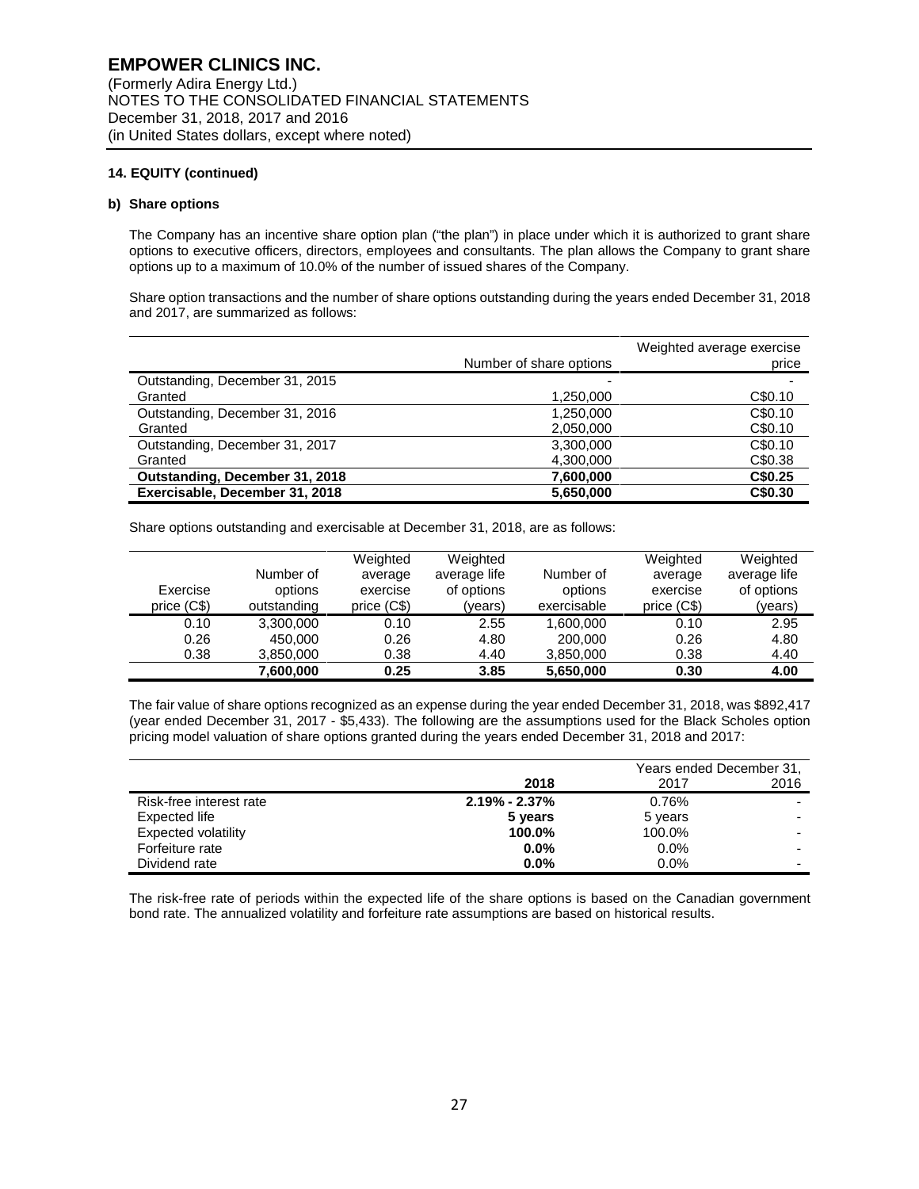# EMPOWER CLINICS INC.

(Formerly Adira Energy Ltd.)
NOTES TO THE CONSOLIDATED FINANCIAL STATEMENTS
December 31, 2018, 2017 and 2016
(in United States dollars, except where noted)

**14. EQUITY (continued)**

**b) Share options**

The Company has an incentive share option plan ("the plan") in place under which it is authorized to grant share options to executive officers, directors, employees and consultants. The plan allows the Company to grant share options up to a maximum of 10.0% of the number of issued shares of the Company.

Share option transactions and the number of share options outstanding during the years ended December 31, 2018 and 2017, are summarized as follows:

| | Number of share options | Weighted average exercise price |
|---|---|---|
| Outstanding, December 31, 2015 | - | - |
| Granted | 1,250,000 | C$0.10 |
| Outstanding, December 31, 2016 | 1,250,000 | C$0.10 |
| Granted | 2,050,000 | C$0.10 |
| Outstanding, December 31, 2017 | 3,300,000 | C$0.10 |
| Granted | 4,300,000 | C$0.38 |
| **Outstanding, December 31, 2018** | **7,600,000** | **C$0.25** |
| **Exercisable, December 31, 2018** | **5,650,000** | **C$0.30** |

Share options outstanding and exercisable at December 31, 2018, are as follows:

| Exercise price (C$) | Number of options outstanding | Weighted average exercise price (C$) | Weighted average life of options (years) | Number of options exercisable | Weighted average exercise price (C$) | Weighted average life of options (years) |
|---|---|---|---|---|---|---|
| 0.10 | 3,300,000 | 0.10 | 2.55 | 1,600,000 | 0.10 | 2.95 |
| 0.26 | 450,000 | 0.26 | 4.80 | 200,000 | 0.26 | 4.80 |
| 0.38 | 3,850,000 | 0.38 | 4.40 | 3,850,000 | 0.38 | 4.40 |
| | **7,600,000** | **0.25** | **3.85** | **5,650,000** | **0.30** | **4.00** |

The fair value of share options recognized as an expense during the year ended December 31, 2018, was $892,417 (year ended December 31, 2017 - $5,433). The following are the assumptions used for the Black Scholes option pricing model valuation of share options granted during the years ended December 31, 2018 and 2017:

| | Years ended December 31, | | |
|---|---|---|---|
| | **2018** | 2017 | 2016 |
| Risk-free interest rate | **2.19% - 2.37%** | 0.76% | - |
| Expected life | **5 years** | 5 years | - |
| Expected volatility | **100.0%** | 100.0% | - |
| Forfeiture rate | **0.0%** | 0.0% | - |
| Dividend rate | **0.0%** | 0.0% | - |

The risk-free rate of periods within the expected life of the share options is based on the Canadian government bond rate. The annualized volatility and forfeiture rate assumptions are based on historical results.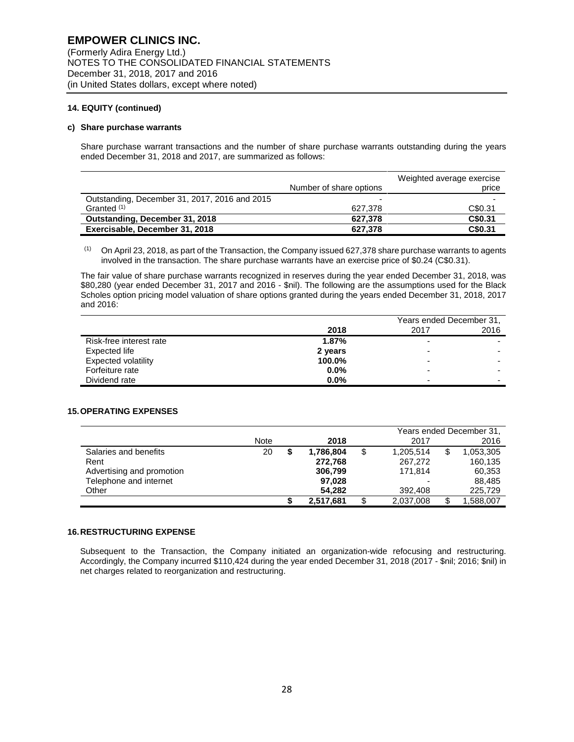**14. EQUITY (continued)**

**c) Share purchase warrants**

Share purchase warrant transactions and the number of share purchase warrants outstanding during the years ended December 31, 2018 and 2017, are summarized as follows:

| | Number of share options | Weighted average exercise price |
|---|---|---|
| Outstanding, December 31, 2017, 2016 and 2015 | - | - |
| Granted [(1)] | 627,378 | C$0.31 |
| **Outstanding, December 31, 2018** | **627,378** | **C$0.31** |
| **Exercisable, December 31, 2018** | **627,378** | **C$0.31** |

[(1)] On April 23, 2018, as part of the Transaction, the Company issued 627,378 share purchase warrants to agents involved in the transaction. The share purchase warrants have an exercise price of $0.24 (C$0.31).

The fair value of share purchase warrants recognized in reserves during the year ended December 31, 2018, was $80,280 (year ended December 31, 2017 and 2016 - $nil). The following are the assumptions used for the Black Scholes option pricing model valuation of share options granted during the years ended December 31, 2018, 2017 and 2016:

| | Years ended December 31, | | |
|---|---|---|---|
| | **2018** | 2017 | 2016 |
| Risk-free interest rate | **1.87%** | - | - |
| Expected life | **2 years** | - | - |
| Expected volatility | **100.0%** | - | - |
| Forfeiture rate | **0.0%** | - | - |
| Dividend rate | **0.0%** | - | - |

**15. OPERATING EXPENSES**

| | | Years ended December 31, | | |
|---|---|---|---|---|
| | Note | **2018** | 2017 | 2016 |
| Salaries and benefits | 20 | **$ 1,786,804** | $ 1,205,514 | $ 1,053,305 |
| Rent | | **272,768** | 267,272 | 160,135 |
| Advertising and promotion | | **306,799** | 171,814 | 60,353 |
| Telephone and internet | | **97,028** | - | 88,485 |
| Other | | **54,282** | 392,408 | 225,729 |
| | | **$ 2,517,681** | $ 2,037,008 | $ 1,588,007 |

**16. RESTRUCTURING EXPENSE**

Subsequent to the Transaction, the Company initiated an organization-wide refocusing and restructuring. Accordingly, the Company incurred $110,424 during the year ended December 31, 2018 (2017 - $nil; 2016; $nil) in net charges related to reorganization and restructuring.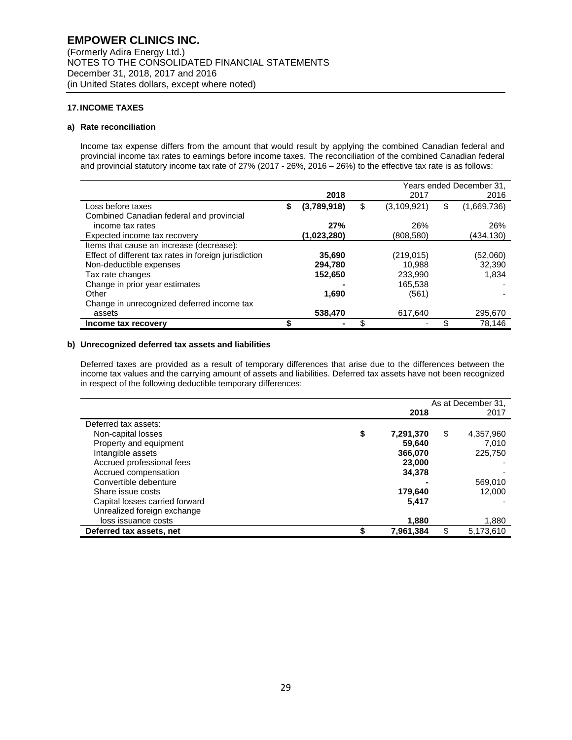## 17. INCOME TAXES

### a) Rate reconciliation

Income tax expense differs from the amount that would result by applying the combined Canadian federal and provincial income tax rates to earnings before income taxes. The reconciliation of the combined Canadian federal and provincial statutory income tax rate of 27% (2017 - 26%, 2016 – 26%) to the effective tax rate is as follows:

| | Years ended December 31, | | |
|---|---|---|---|
| | **2018** | 2017 | 2016 |
| Loss before taxes | **$ (3,789,918)** | $ (3,109,921) | $ (1,669,736) |
| Combined Canadian federal and provincial income tax rates | **27%** | 26% | 26% |
| Expected income tax recovery | **(1,023,280)** | (808,580) | (434,130) |
| Items that cause an increase (decrease): | | | |
| Effect of different tax rates in foreign jurisdiction | **35,690** | (219,015) | (52,060) |
| Non-deductible expenses | **294,780** | 10,988 | 32,390 |
| Tax rate changes | **152,650** | 233,990 | 1,834 |
| Change in prior year estimates | **-** | 165,538 | - |
| Other | **1,690** | (561) | - |
| Change in unrecognized deferred income tax assets | **538,470** | 617,640 | 295,670 |
| **Income tax recovery** | **$ -** | $ - | $ 78,146 |

### b) Unrecognized deferred tax assets and liabilities

Deferred taxes are provided as a result of temporary differences that arise due to the differences between the income tax values and the carrying amount of assets and liabilities. Deferred tax assets have not been recognized in respect of the following deductible temporary differences:

| | As at December 31, | |
|---|---|---|
| | **2018** | 2017 |
| Deferred tax assets: | | |
| Non-capital losses | **$ 7,291,370** | $ 4,357,960 |
| Property and equipment | **59,640** | 7,010 |
| Intangible assets | **366,070** | 225,750 |
| Accrued professional fees | **23,000** | - |
| Accrued compensation | **34,378** | - |
| Convertible debenture | **-** | 569,010 |
| Share issue costs | **179,640** | 12,000 |
| Capital losses carried forward | **5,417** | - |
| Unrealized foreign exchange loss issuance costs | **1,880** | 1,880 |
| **Deferred tax assets, net** | **$ 7,961,384** | $ 5,173,610 |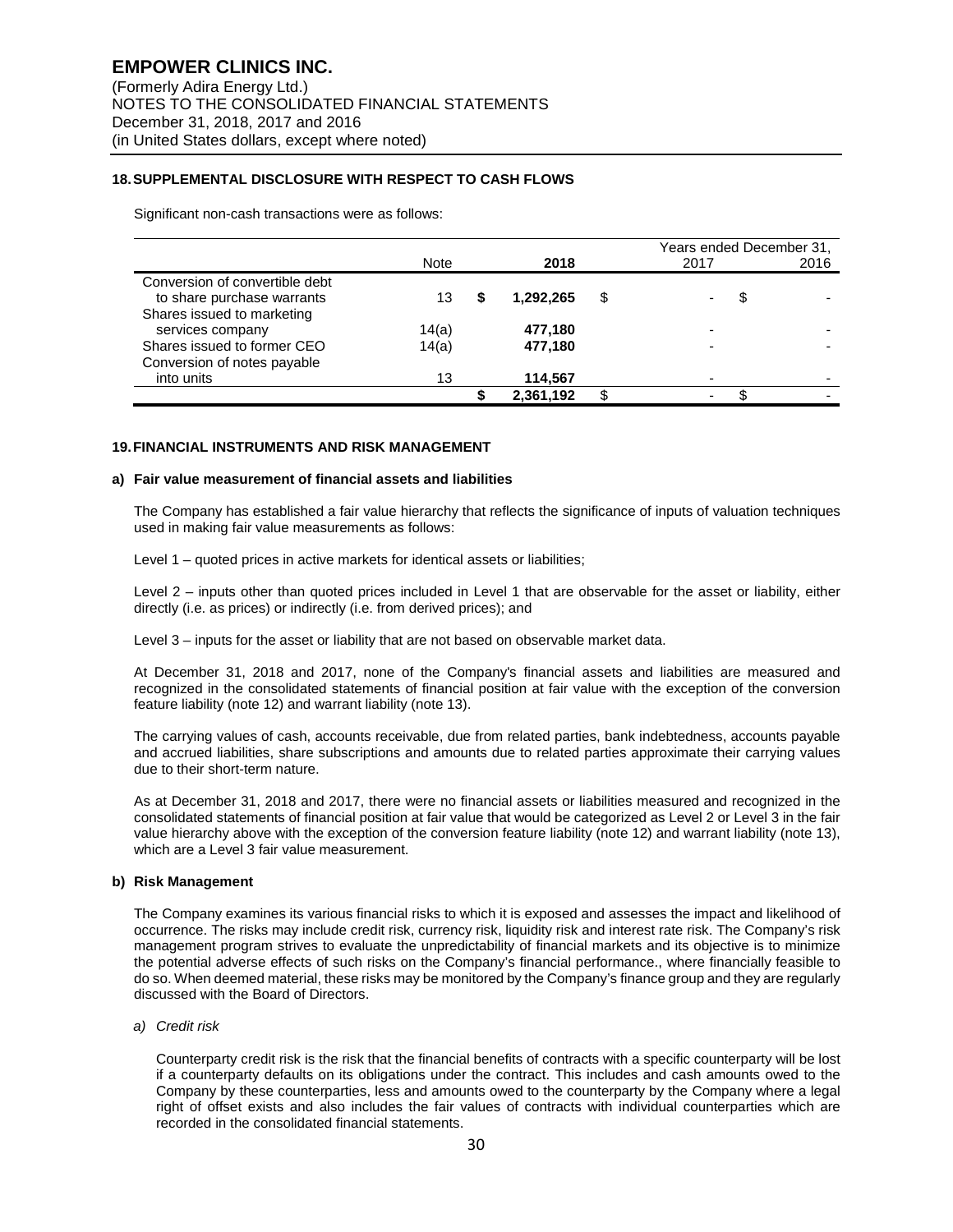## 18. SUPPLEMENTAL DISCLOSURE WITH RESPECT TO CASH FLOWS

Significant non-cash transactions were as follows:

| | Note | 2018 | 2017 | 2016 |
|---|---|---|---|---|
| | | | Years ended December 31, | |
| Conversion of convertible debt to share purchase warrants | 13 | **$ 1,292,265** | $ - | $ - |
| Shares issued to marketing services company | 14(a) | **477,180** | - | - |
| Shares issued to former CEO | 14(a) | **477,180** | - | - |
| Conversion of notes payable into units | 13 | **114,567** | - | - |
| | | **$ 2,361,192** | $ - | $ - |

## 19. FINANCIAL INSTRUMENTS AND RISK MANAGEMENT

### a) Fair value measurement of financial assets and liabilities

The Company has established a fair value hierarchy that reflects the significance of inputs of valuation techniques used in making fair value measurements as follows:

Level 1 – quoted prices in active markets for identical assets or liabilities;

Level 2 – inputs other than quoted prices included in Level 1 that are observable for the asset or liability, either directly (i.e. as prices) or indirectly (i.e. from derived prices); and

Level 3 – inputs for the asset or liability that are not based on observable market data.

At December 31, 2018 and 2017, none of the Company's financial assets and liabilities are measured and recognized in the consolidated statements of financial position at fair value with the exception of the conversion feature liability (note 12) and warrant liability (note 13).

The carrying values of cash, accounts receivable, due from related parties, bank indebtedness, accounts payable and accrued liabilities, share subscriptions and amounts due to related parties approximate their carrying values due to their short-term nature.

As at December 31, 2018 and 2017, there were no financial assets or liabilities measured and recognized in the consolidated statements of financial position at fair value that would be categorized as Level 2 or Level 3 in the fair value hierarchy above with the exception of the conversion feature liability (note 12) and warrant liability (note 13), which are a Level 3 fair value measurement.

### b) Risk Management

The Company examines its various financial risks to which it is exposed and assesses the impact and likelihood of occurrence. The risks may include credit risk, currency risk, liquidity risk and interest rate risk. The Company's risk management program strives to evaluate the unpredictability of financial markets and its objective is to minimize the potential adverse effects of such risks on the Company's financial performance., where financially feasible to do so. When deemed material, these risks may be monitored by the Company's finance group and they are regularly discussed with the Board of Directors.

*a) Credit risk*

Counterparty credit risk is the risk that the financial benefits of contracts with a specific counterparty will be lost if a counterparty defaults on its obligations under the contract. This includes and cash amounts owed to the Company by these counterparties, less and amounts owed to the counterparty by the Company where a legal right of offset exists and also includes the fair values of contracts with individual counterparties which are recorded in the consolidated financial statements.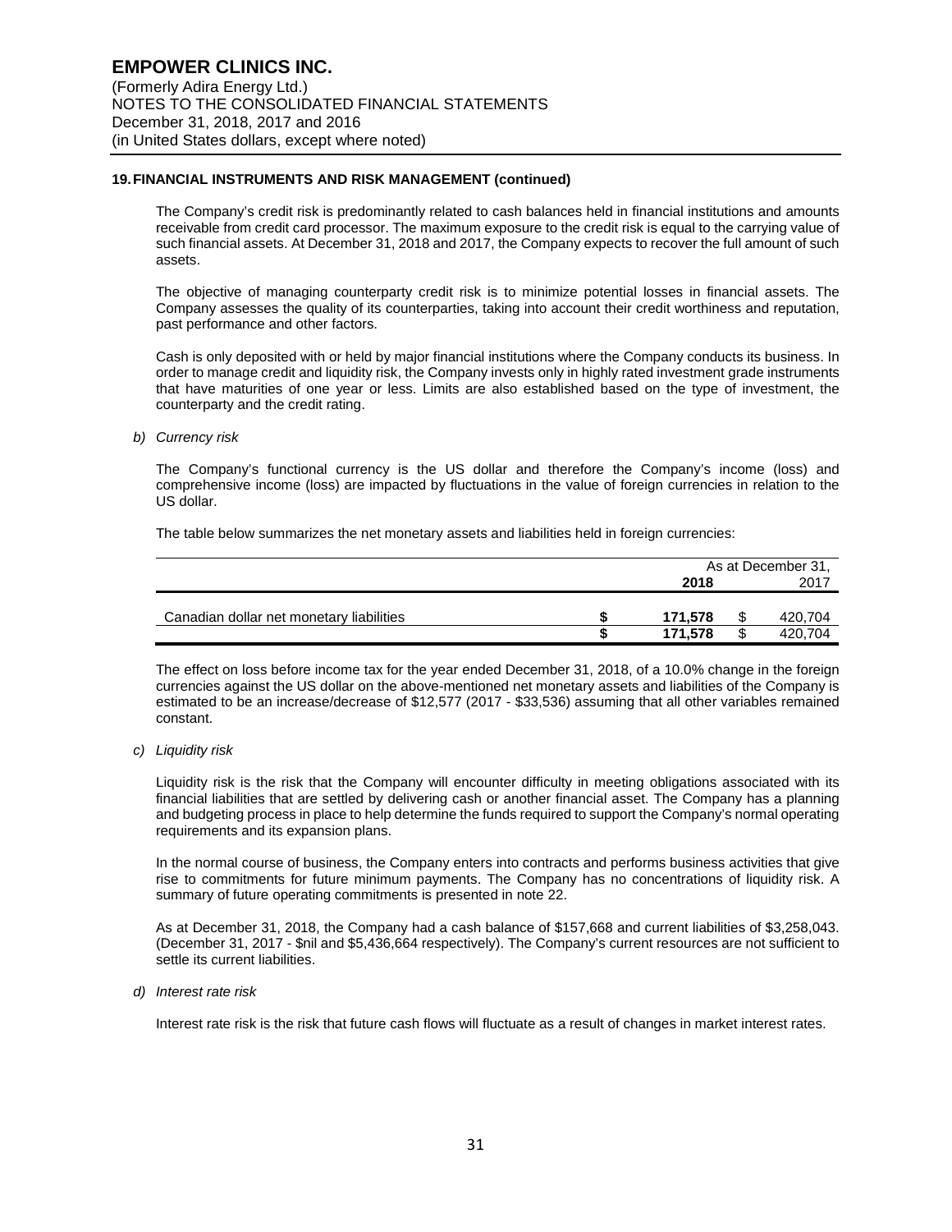## 19. FINANCIAL INSTRUMENTS AND RISK MANAGEMENT (continued)

The Company's credit risk is predominantly related to cash balances held in financial institutions and amounts receivable from credit card processor. The maximum exposure to the credit risk is equal to the carrying value of such financial assets. At December 31, 2018 and 2017, the Company expects to recover the full amount of such assets.

The objective of managing counterparty credit risk is to minimize potential losses in financial assets. The Company assesses the quality of its counterparties, taking into account their credit worthiness and reputation, past performance and other factors.

Cash is only deposited with or held by major financial institutions where the Company conducts its business. In order to manage credit and liquidity risk, the Company invests only in highly rated investment grade instruments that have maturities of one year or less. Limits are also established based on the type of investment, the counterparty and the credit rating.

*b) Currency risk*

The Company's functional currency is the US dollar and therefore the Company's income (loss) and comprehensive income (loss) are impacted by fluctuations in the value of foreign currencies in relation to the US dollar.

The table below summarizes the net monetary assets and liabilities held in foreign currencies:

| | As at December 31, 2018 | 2017 |
|---|---|---|
| Canadian dollar net monetary liabilities | **$ 171,578** | $ 420,704 |
| | **$ 171,578** | $ 420,704 |

The effect on loss before income tax for the year ended December 31, 2018, of a 10.0% change in the foreign currencies against the US dollar on the above-mentioned net monetary assets and liabilities of the Company is estimated to be an increase/decrease of $12,577 (2017 - $33,536) assuming that all other variables remained constant.

*c) Liquidity risk*

Liquidity risk is the risk that the Company will encounter difficulty in meeting obligations associated with its financial liabilities that are settled by delivering cash or another financial asset. The Company has a planning and budgeting process in place to help determine the funds required to support the Company's normal operating requirements and its expansion plans.

In the normal course of business, the Company enters into contracts and performs business activities that give rise to commitments for future minimum payments. The Company has no concentrations of liquidity risk. A summary of future operating commitments is presented in note 22.

As at December 31, 2018, the Company had a cash balance of $157,668 and current liabilities of $3,258,043. (December 31, 2017 - $nil and $5,436,664 respectively). The Company's current resources are not sufficient to settle its current liabilities.

*d) Interest rate risk*

Interest rate risk is the risk that future cash flows will fluctuate as a result of changes in market interest rates.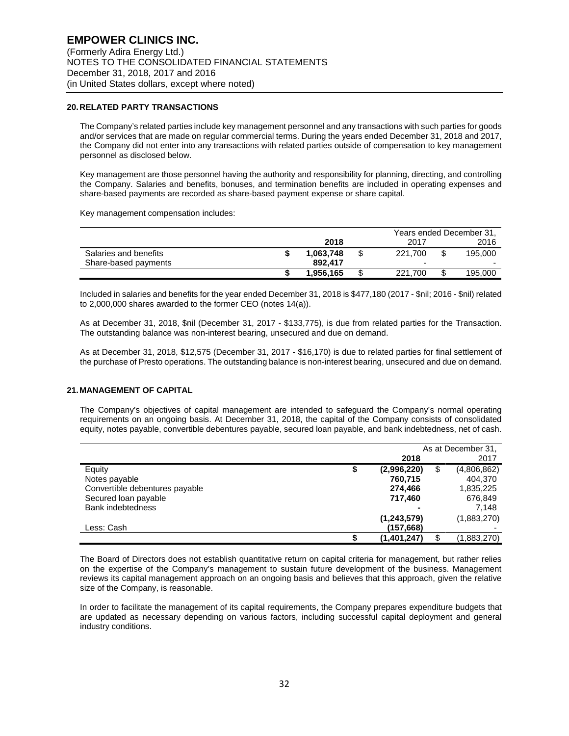## 20. RELATED PARTY TRANSACTIONS

The Company's related parties include key management personnel and any transactions with such parties for goods and/or services that are made on regular commercial terms. During the years ended December 31, 2018 and 2017, the Company did not enter into any transactions with related parties outside of compensation to key management personnel as disclosed below.

Key management are those personnel having the authority and responsibility for planning, directing, and controlling the Company. Salaries and benefits, bonuses, and termination benefits are included in operating expenses and share-based payments are recorded as share-based payment expense or share capital.

Key management compensation includes:

| | Years ended December 31, | | |
|---|---|---|---|
| | **2018** | 2017 | 2016 |
| Salaries and benefits | **$ 1,063,748** | $ 221,700 | $ 195,000 |
| Share-based payments | **892,417** | - | - |
| | **$ 1,956,165** | $ 221,700 | $ 195,000 |

Included in salaries and benefits for the year ended December 31, 2018 is $477,180 (2017 - $nil; 2016 - $nil) related to 2,000,000 shares awarded to the former CEO (notes 14(a)).

As at December 31, 2018, $nil (December 31, 2017 - $133,775), is due from related parties for the Transaction. The outstanding balance was non-interest bearing, unsecured and due on demand.

As at December 31, 2018, $12,575 (December 31, 2017 - $16,170) is due to related parties for final settlement of the purchase of Presto operations. The outstanding balance is non-interest bearing, unsecured and due on demand.

## 21. MANAGEMENT OF CAPITAL

The Company's objectives of capital management are intended to safeguard the Company's normal operating requirements on an ongoing basis. At December 31, 2018, the capital of the Company consists of consolidated equity, notes payable, convertible debentures payable, secured loan payable, and bank indebtedness, net of cash.

| | As at December 31, | |
|---|---|---|
| | **2018** | 2017 |
| Equity | **$ (2,996,220)** | $ (4,806,862) |
| Notes payable | **760,715** | 404,370 |
| Convertible debentures payable | **274,466** | 1,835,225 |
| Secured loan payable | **717,460** | 676,849 |
| Bank indebtedness | **-** | 7,148 |
| | **(1,243,579)** | (1,883,270) |
| Less: Cash | **(157,668)** | - |
| | **$ (1,401,247)** | $ (1,883,270) |

The Board of Directors does not establish quantitative return on capital criteria for management, but rather relies on the expertise of the Company's management to sustain future development of the business. Management reviews its capital management approach on an ongoing basis and believes that this approach, given the relative size of the Company, is reasonable.

In order to facilitate the management of its capital requirements, the Company prepares expenditure budgets that are updated as necessary depending on various factors, including successful capital deployment and general industry conditions.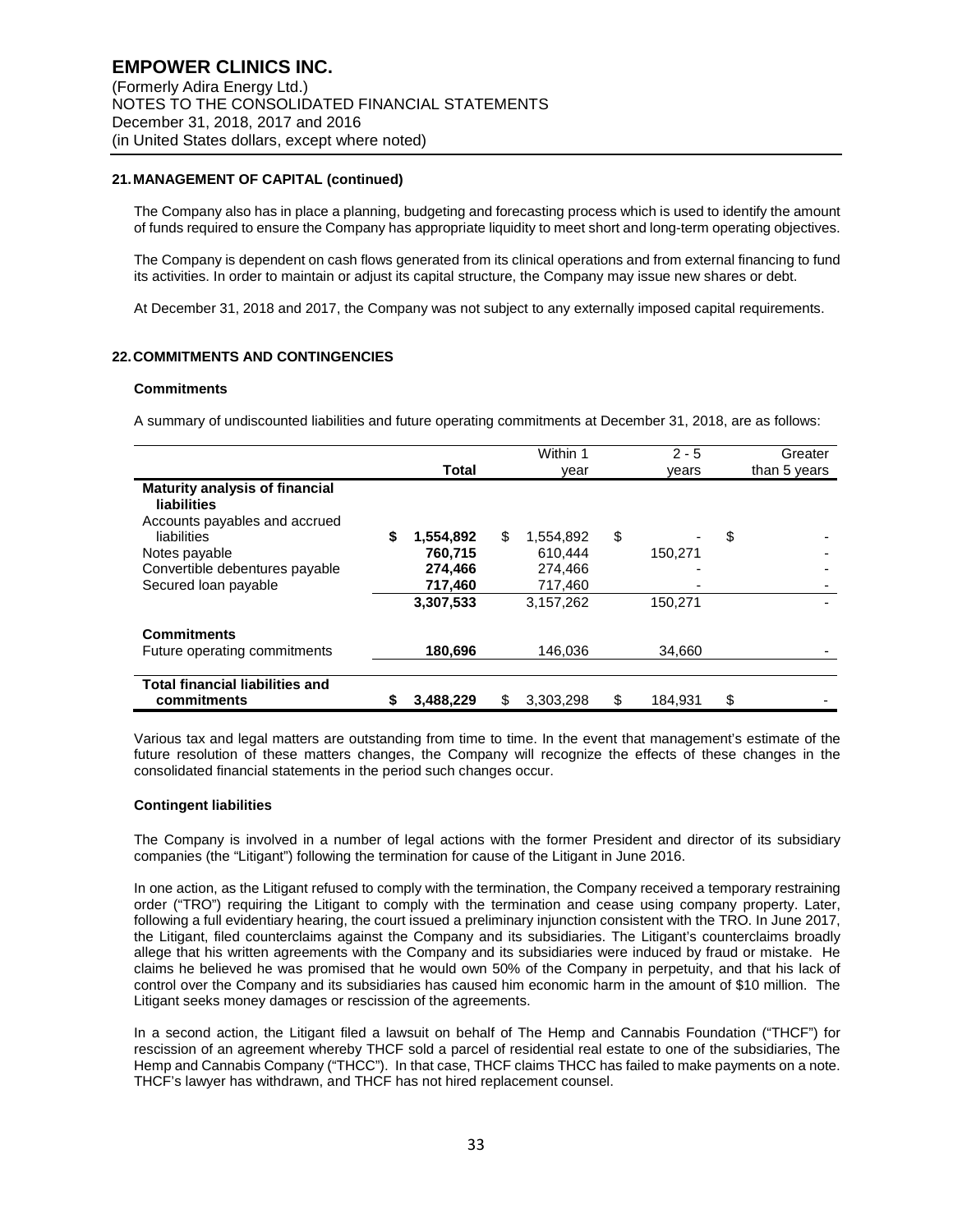**EMPOWER CLINICS INC.**
(Formerly Adira Energy Ltd.)
NOTES TO THE CONSOLIDATED FINANCIAL STATEMENTS
December 31, 2018, 2017 and 2016
(in United States dollars, except where noted)

**21. MANAGEMENT OF CAPITAL (continued)**

The Company also has in place a planning, budgeting and forecasting process which is used to identify the amount of funds required to ensure the Company has appropriate liquidity to meet short and long-term operating objectives.

The Company is dependent on cash flows generated from its clinical operations and from external financing to fund its activities. In order to maintain or adjust its capital structure, the Company may issue new shares or debt.

At December 31, 2018 and 2017, the Company was not subject to any externally imposed capital requirements.

**22. COMMITMENTS AND CONTINGENCIES**

**Commitments**

A summary of undiscounted liabilities and future operating commitments at December 31, 2018, are as follows:

| | Total | Within 1 year | 2 - 5 years | Greater than 5 years |
|---|---|---|---|---|
| **Maturity analysis of financial liabilities** | | | | |
| Accounts payables and accrued liabilities | $ 1,554,892 | $ 1,554,892 | $ - | $ - |
| Notes payable | 760,715 | 610,444 | 150,271 | - |
| Convertible debentures payable | 274,466 | 274,466 | - | - |
| Secured loan payable | 717,460 | 717,460 | - | - |
| | 3,307,533 | 3,157,262 | 150,271 | - |
| **Commitments** | | | | |
| Future operating commitments | 180,696 | 146,036 | 34,660 | - |
| **Total financial liabilities and commitments** | $ 3,488,229 | $ 3,303,298 | $ 184,931 | $ - |

Various tax and legal matters are outstanding from time to time. In the event that management's estimate of the future resolution of these matters changes, the Company will recognize the effects of these changes in the consolidated financial statements in the period such changes occur.

**Contingent liabilities**

The Company is involved in a number of legal actions with the former President and director of its subsidiary companies (the "Litigant") following the termination for cause of the Litigant in June 2016.

In one action, as the Litigant refused to comply with the termination, the Company received a temporary restraining order ("TRO") requiring the Litigant to comply with the termination and cease using company property. Later, following a full evidentiary hearing, the court issued a preliminary injunction consistent with the TRO. In June 2017, the Litigant, filed counterclaims against the Company and its subsidiaries. The Litigant's counterclaims broadly allege that his written agreements with the Company and its subsidiaries were induced by fraud or mistake. He claims he believed he was promised that he would own 50% of the Company in perpetuity, and that his lack of control over the Company and its subsidiaries has caused him economic harm in the amount of $10 million. The Litigant seeks money damages or rescission of the agreements.

In a second action, the Litigant filed a lawsuit on behalf of The Hemp and Cannabis Foundation ("THCF") for rescission of an agreement whereby THCF sold a parcel of residential real estate to one of the subsidiaries, The Hemp and Cannabis Company ("THCC"). In that case, THCF claims THCC has failed to make payments on a note. THCF's lawyer has withdrawn, and THCF has not hired replacement counsel.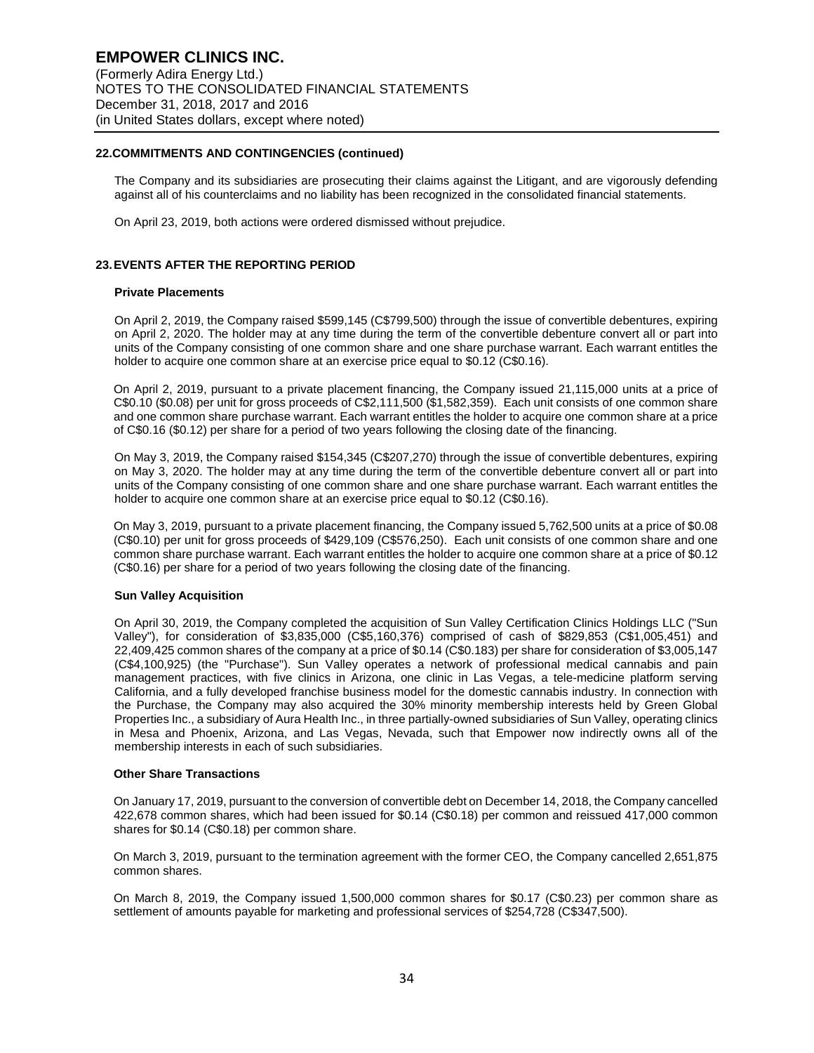## 22. COMMITMENTS AND CONTINGENCIES (continued)

The Company and its subsidiaries are prosecuting their claims against the Litigant, and are vigorously defending against all of his counterclaims and no liability has been recognized in the consolidated financial statements.

On April 23, 2019, both actions were ordered dismissed without prejudice.

## 23. EVENTS AFTER THE REPORTING PERIOD

### Private Placements

On April 2, 2019, the Company raised $599,145 (C$799,500) through the issue of convertible debentures, expiring on April 2, 2020. The holder may at any time during the term of the convertible debenture convert all or part into units of the Company consisting of one common share and one share purchase warrant. Each warrant entitles the holder to acquire one common share at an exercise price equal to $0.12 (C$0.16).

On April 2, 2019, pursuant to a private placement financing, the Company issued 21,115,000 units at a price of C$0.10 ($0.08) per unit for gross proceeds of C$2,111,500 ($1,582,359). Each unit consists of one common share and one common share purchase warrant. Each warrant entitles the holder to acquire one common share at a price of C$0.16 ($0.12) per share for a period of two years following the closing date of the financing.

On May 3, 2019, the Company raised $154,345 (C$207,270) through the issue of convertible debentures, expiring on May 3, 2020. The holder may at any time during the term of the convertible debenture convert all or part into units of the Company consisting of one common share and one share purchase warrant. Each warrant entitles the holder to acquire one common share at an exercise price equal to $0.12 (C$0.16).

On May 3, 2019, pursuant to a private placement financing, the Company issued 5,762,500 units at a price of $0.08 (C$0.10) per unit for gross proceeds of $429,109 (C$576,250). Each unit consists of one common share and one common share purchase warrant. Each warrant entitles the holder to acquire one common share at a price of $0.12 (C$0.16) per share for a period of two years following the closing date of the financing.

### Sun Valley Acquisition

On April 30, 2019, the Company completed the acquisition of Sun Valley Certification Clinics Holdings LLC ("Sun Valley"), for consideration of $3,835,000 (C$5,160,376) comprised of cash of $829,853 (C$1,005,451) and 22,409,425 common shares of the company at a price of $0.14 (C$0.183) per share for consideration of $3,005,147 (C$4,100,925) (the "Purchase"). Sun Valley operates a network of professional medical cannabis and pain management practices, with five clinics in Arizona, one clinic in Las Vegas, a tele-medicine platform serving California, and a fully developed franchise business model for the domestic cannabis industry. In connection with the Purchase, the Company may also acquired the 30% minority membership interests held by Green Global Properties Inc., a subsidiary of Aura Health Inc., in three partially-owned subsidiaries of Sun Valley, operating clinics in Mesa and Phoenix, Arizona, and Las Vegas, Nevada, such that Empower now indirectly owns all of the membership interests in each of such subsidiaries.

### Other Share Transactions

On January 17, 2019, pursuant to the conversion of convertible debt on December 14, 2018, the Company cancelled 422,678 common shares, which had been issued for $0.14 (C$0.18) per common and reissued 417,000 common shares for $0.14 (C$0.18) per common share.

On March 3, 2019, pursuant to the termination agreement with the former CEO, the Company cancelled 2,651,875 common shares.

On March 8, 2019, the Company issued 1,500,000 common shares for $0.17 (C$0.23) per common share as settlement of amounts payable for marketing and professional services of $254,728 (C$347,500).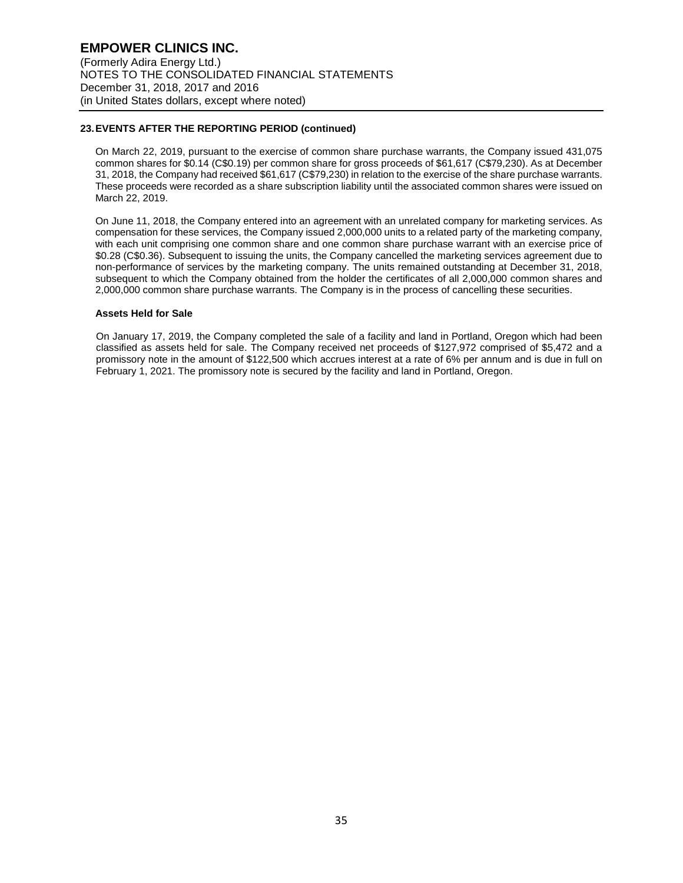## 23. EVENTS AFTER THE REPORTING PERIOD (continued)

On March 22, 2019, pursuant to the exercise of common share purchase warrants, the Company issued 431,075 common shares for $0.14 (C$0.19) per common share for gross proceeds of $61,617 (C$79,230). As at December 31, 2018, the Company had received $61,617 (C$79,230) in relation to the exercise of the share purchase warrants. These proceeds were recorded as a share subscription liability until the associated common shares were issued on March 22, 2019.

On June 11, 2018, the Company entered into an agreement with an unrelated company for marketing services. As compensation for these services, the Company issued 2,000,000 units to a related party of the marketing company, with each unit comprising one common share and one common share purchase warrant with an exercise price of $0.28 (C$0.36). Subsequent to issuing the units, the Company cancelled the marketing services agreement due to non-performance of services by the marketing company. The units remained outstanding at December 31, 2018, subsequent to which the Company obtained from the holder the certificates of all 2,000,000 common shares and 2,000,000 common share purchase warrants. The Company is in the process of cancelling these securities.

### Assets Held for Sale

On January 17, 2019, the Company completed the sale of a facility and land in Portland, Oregon which had been classified as assets held for sale. The Company received net proceeds of $127,972 comprised of $5,472 and a promissory note in the amount of $122,500 which accrues interest at a rate of 6% per annum and is due in full on February 1, 2021. The promissory note is secured by the facility and land in Portland, Oregon.